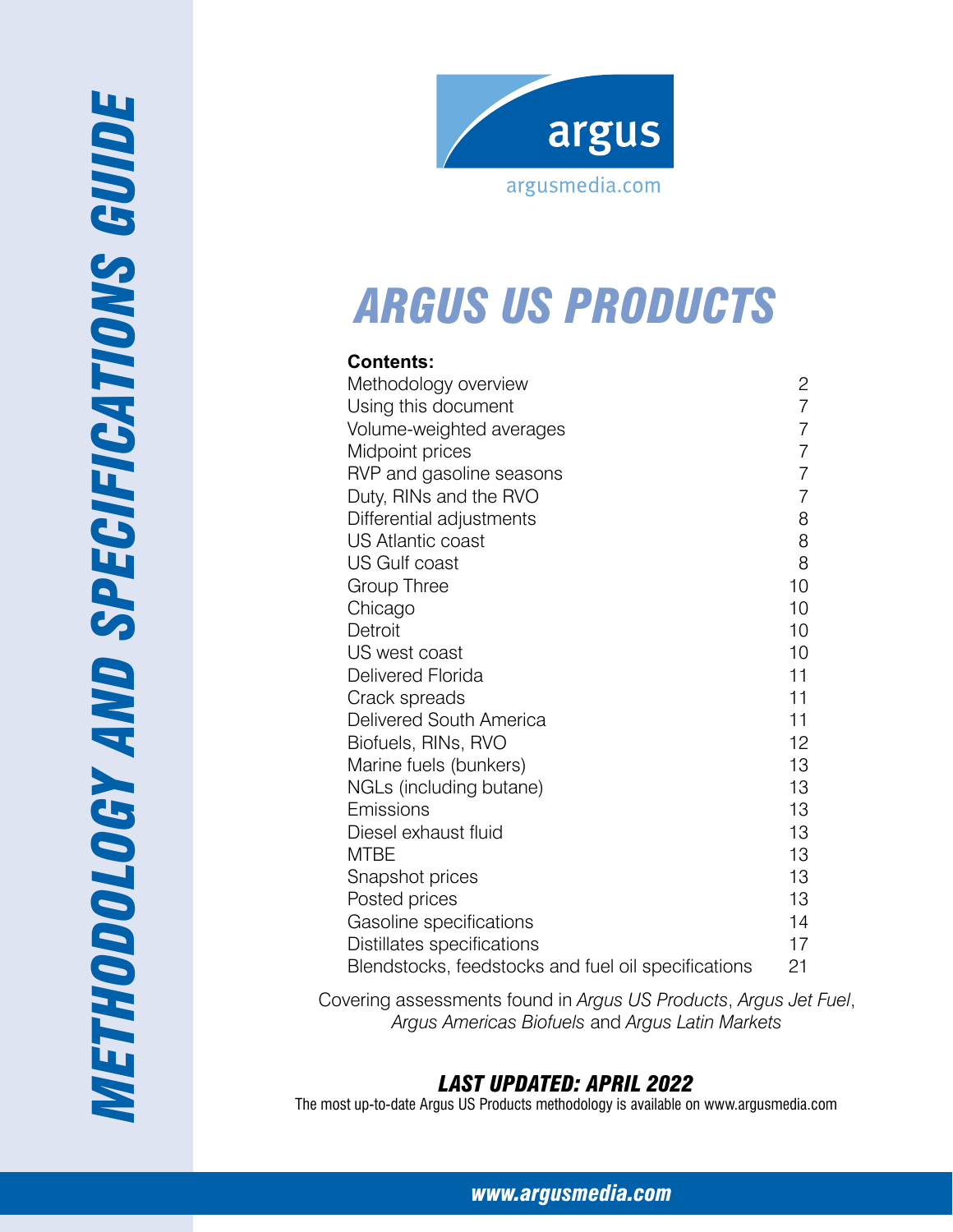# METHODOLOGY AND SPECIFICATIONS GUIDE

argus

argusmedia.com

# ARGUS US PRODUCTS

**Contents:**

| | |
|---|---|
| Methodology overview | 2 |
| Using this document | 7 |
| Volume-weighted averages | 7 |
| Midpoint prices | 7 |
| RVP and gasoline seasons | 7 |
| Duty, RINs and the RVO | 7 |
| Differential adjustments | 8 |
| US Atlantic coast | 8 |
| US Gulf coast | 8 |
| Group Three | 10 |
| Chicago | 10 |
| Detroit | 10 |
| US west coast | 10 |
| Delivered Florida | 11 |
| Crack spreads | 11 |
| Delivered South America | 11 |
| Biofuels, RINs, RVO | 12 |
| Marine fuels (bunkers) | 13 |
| NGLs (including butane) | 13 |
| Emissions | 13 |
| Diesel exhaust fluid | 13 |
| MTBE | 13 |
| Snapshot prices | 13 |
| Posted prices | 13 |
| Gasoline specifications | 14 |
| Distillates specifications | 17 |
| Blendstocks, feedstocks and fuel oil specifications | 21 |

Covering assessments found in *Argus US Products*, *Argus Jet Fuel*, *Argus Americas Biofuels* and *Argus Latin Markets*

***LAST UPDATED: APRIL 2022***

The most up-to-date Argus US Products methodology is available on www.argusmedia.com

**www.argusmedia.com**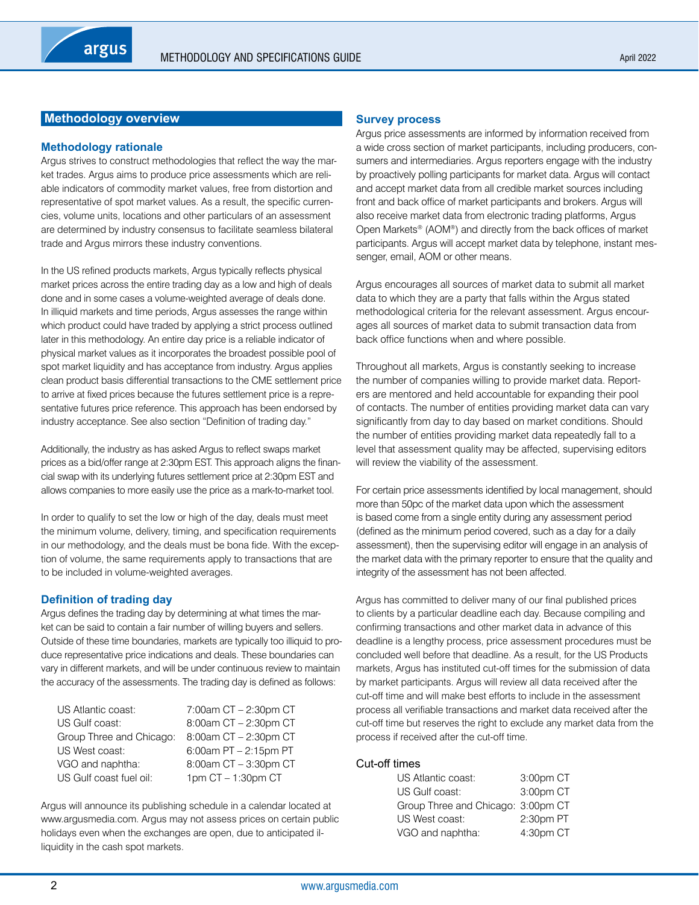## Methodology overview

### Methodology rationale

Argus strives to construct methodologies that reflect the way the market trades. Argus aims to produce price assessments which are reliable indicators of commodity market values, free from distortion and representative of spot market values. As a result, the specific currencies, volume units, locations and other particulars of an assessment are determined by industry consensus to facilitate seamless bilateral trade and Argus mirrors these industry conventions.

In the US refined products markets, Argus typically reflects physical market prices across the entire trading day as a low and high of deals done and in some cases a volume-weighted average of deals done. In illiquid markets and time periods, Argus assesses the range within which product could have traded by applying a strict process outlined later in this methodology. An entire day price is a reliable indicator of physical market values as it incorporates the broadest possible pool of spot market liquidity and has acceptance from industry. Argus applies clean product basis differential transactions to the CME settlement price to arrive at fixed prices because the futures settlement price is a representative futures price reference. This approach has been endorsed by industry acceptance. See also section "Definition of trading day."

Additionally, the industry as has asked Argus to reflect swaps market prices as a bid/offer range at 2:30pm EST. This approach aligns the financial swap with its underlying futures settlement price at 2:30pm EST and allows companies to more easily use the price as a mark-to-market tool.

In order to qualify to set the low or high of the day, deals must meet the minimum volume, delivery, timing, and specification requirements in our methodology, and the deals must be bona fide. With the exception of volume, the same requirements apply to transactions that are to be included in volume-weighted averages.

### Definition of trading day

Argus defines the trading day by determining at what times the market can be said to contain a fair number of willing buyers and sellers. Outside of these time boundaries, markets are typically too illiquid to produce representative price indications and deals. These boundaries can vary in different markets, and will be under continuous review to maintain the accuracy of the assessments. The trading day is defined as follows:

| | |
|---|---|
| US Atlantic coast: | 7:00am CT – 2:30pm CT |
| US Gulf coast: | 8:00am CT – 2:30pm CT |
| Group Three and Chicago: | 8:00am CT – 2:30pm CT |
| US West coast: | 6:00am PT – 2:15pm PT |
| VGO and naphtha: | 8:00am CT – 3:30pm CT |
| US Gulf coast fuel oil: | 1pm CT – 1:30pm CT |

Argus will announce its publishing schedule in a calendar located at www.argusmedia.com. Argus may not assess prices on certain public holidays even when the exchanges are open, due to anticipated illiquidity in the cash spot markets.

### Survey process

Argus price assessments are informed by information received from a wide cross section of market participants, including producers, consumers and intermediaries. Argus reporters engage with the industry by proactively polling participants for market data. Argus will contact and accept market data from all credible market sources including front and back office of market participants and brokers. Argus will also receive market data from electronic trading platforms, Argus Open Markets® (AOM®) and directly from the back offices of market participants. Argus will accept market data by telephone, instant messenger, email, AOM or other means.

Argus encourages all sources of market data to submit all market data to which they are a party that falls within the Argus stated methodological criteria for the relevant assessment. Argus encourages all sources of market data to submit transaction data from back office functions when and where possible.

Throughout all markets, Argus is constantly seeking to increase the number of companies willing to provide market data. Reporters are mentored and held accountable for expanding their pool of contacts. The number of entities providing market data can vary significantly from day to day based on market conditions. Should the number of entities providing market data repeatedly fall to a level that assessment quality may be affected, supervising editors will review the viability of the assessment.

For certain price assessments identified by local management, should more than 50pc of the market data upon which the assessment is based come from a single entity during any assessment period (defined as the minimum period covered, such as a day for a daily assessment), then the supervising editor will engage in an analysis of the market data with the primary reporter to ensure that the quality and integrity of the assessment has not been affected.

Argus has committed to deliver many of our final published prices to clients by a particular deadline each day. Because compiling and confirming transactions and other market data in advance of this deadline is a lengthy process, price assessment procedures must be concluded well before that deadline. As a result, for the US Products markets, Argus has instituted cut-off times for the submission of data by market participants. Argus will review all data received after the cut-off time and will make best efforts to include in the assessment process all verifiable transactions and market data received after the cut-off time but reserves the right to exclude any market data from the process if received after the cut-off time.

Cut-off times

| | |
|---|---|
| US Atlantic coast: | 3:00pm CT |
| US Gulf coast: | 3:00pm CT |
| Group Three and Chicago: | 3:00pm CT |
| US West coast: | 2:30pm PT |
| VGO and naphtha: | 4:30pm CT |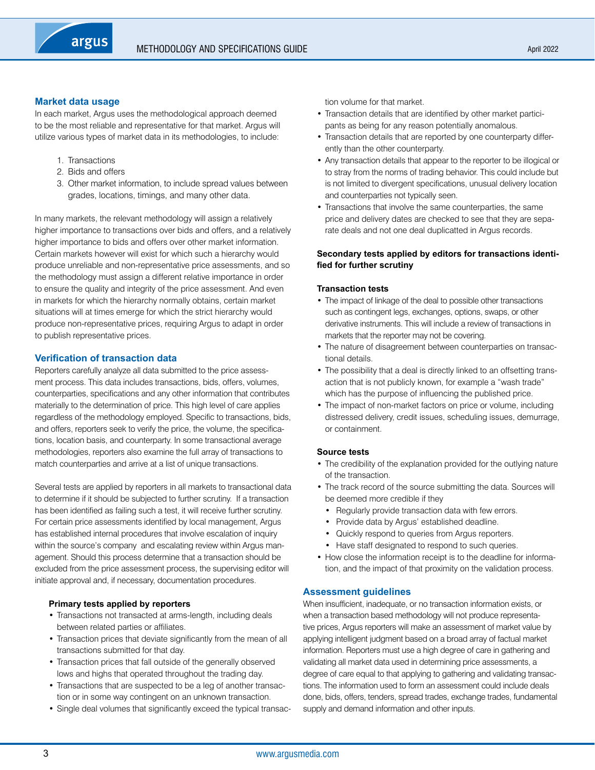## Market data usage

In each market, Argus uses the methodological approach deemed to be the most reliable and representative for that market. Argus will utilize various types of market data in its methodologies, to include:

1. Transactions
2. Bids and offers
3. Other market information, to include spread values between grades, locations, timings, and many other data.

In many markets, the relevant methodology will assign a relatively higher importance to transactions over bids and offers, and a relatively higher importance to bids and offers over other market information. Certain markets however will exist for which such a hierarchy would produce unreliable and non-representative price assessments, and so the methodology must assign a different relative importance in order to ensure the quality and integrity of the price assessment. And even in markets for which the hierarchy normally obtains, certain market situations will at times emerge for which the strict hierarchy would produce non-representative prices, requiring Argus to adapt in order to publish representative prices.

## Verification of transaction data

Reporters carefully analyze all data submitted to the price assessment process. This data includes transactions, bids, offers, volumes, counterparties, specifications and any other information that contributes materially to the determination of price. This high level of care applies regardless of the methodology employed. Specific to transactions, bids, and offers, reporters seek to verify the price, the volume, the specifications, location basis, and counterparty. In some transactional average methodologies, reporters also examine the full array of transactions to match counterparties and arrive at a list of unique transactions.

Several tests are applied by reporters in all markets to transactional data to determine if it should be subjected to further scrutiny. If a transaction has been identified as failing such a test, it will receive further scrutiny. For certain price assessments identified by local management, Argus has established internal procedures that involve escalation of inquiry within the source's company and escalating review within Argus management. Should this process determine that a transaction should be excluded from the price assessment process, the supervising editor will initiate approval and, if necessary, documentation procedures.

**Primary tests applied by reporters**

- Transactions not transacted at arms-length, including deals between related parties or affiliates.
- Transaction prices that deviate significantly from the mean of all transactions submitted for that day.
- Transaction prices that fall outside of the generally observed lows and highs that operated throughout the trading day.
- Transactions that are suspected to be a leg of another transaction or in some way contingent on an unknown transaction.
- Single deal volumes that significantly exceed the typical transaction volume for that market.
- Transaction details that are identified by other market participants as being for any reason potentially anomalous.
- Transaction details that are reported by one counterparty differently than the other counterparty.
- Any transaction details that appear to the reporter to be illogical or to stray from the norms of trading behavior. This could include but is not limited to divergent specifications, unusual delivery location and counterparties not typically seen.
- Transactions that involve the same counterparties, the same price and delivery dates are checked to see that they are separate deals and not one deal duplicated in Argus records.

**Secondary tests applied by editors for transactions identified for further scrutiny**

**Transaction tests**

- The impact of linkage of the deal to possible other transactions such as contingent legs, exchanges, options, swaps, or other derivative instruments. This will include a review of transactions in markets that the reporter may not be covering.
- The nature of disagreement between counterparties on transactional details.
- The possibility that a deal is directly linked to an offsetting transaction that is not publicly known, for example a "wash trade" which has the purpose of influencing the published price.
- The impact of non-market factors on price or volume, including distressed delivery, credit issues, scheduling issues, demurrage, or containment.

**Source tests**

- The credibility of the explanation provided for the outlying nature of the transaction.
- The track record of the source submitting the data. Sources will be deemed more credible if they
  - Regularly provide transaction data with few errors.
  - Provide data by Argus' established deadline.
  - Quickly respond to queries from Argus reporters.
  - Have staff designated to respond to such queries.
- How close the information receipt is to the deadline for information, and the impact of that proximity on the validation process.

## Assessment guidelines

When insufficient, inadequate, or no transaction information exists, or when a transaction based methodology will not produce representative prices, Argus reporters will make an assessment of market value by applying intelligent judgment based on a broad array of factual market information. Reporters must use a high degree of care in gathering and validating all market data used in determining price assessments, a degree of care equal to that applying to gathering and validating transactions. The information used to form an assessment could include deals done, bids, offers, tenders, spread trades, exchange trades, fundamental supply and demand information and other inputs.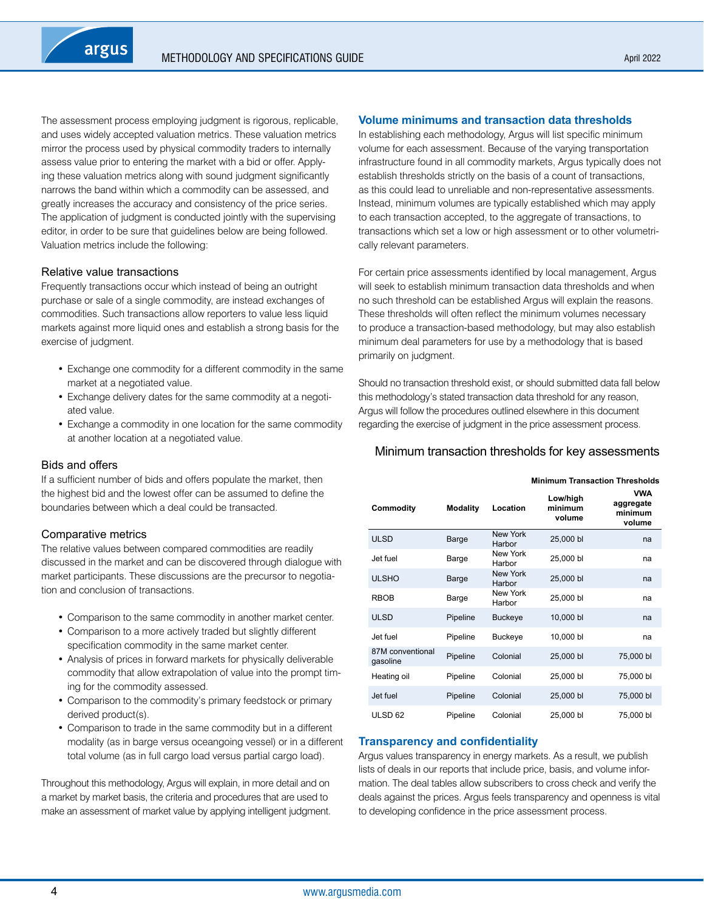The assessment process employing judgment is rigorous, replicable, and uses widely accepted valuation metrics. These valuation metrics mirror the process used by physical commodity traders to internally assess value prior to entering the market with a bid or offer. Applying these valuation metrics along with sound judgment significantly narrows the band within which a commodity can be assessed, and greatly increases the accuracy and consistency of the price series. The application of judgment is conducted jointly with the supervising editor, in order to be sure that guidelines below are being followed. Valuation metrics include the following:

### Relative value transactions

Frequently transactions occur which instead of being an outright purchase or sale of a single commodity, are instead exchanges of commodities. Such transactions allow reporters to value less liquid markets against more liquid ones and establish a strong basis for the exercise of judgment.

- Exchange one commodity for a different commodity in the same market at a negotiated value.
- Exchange delivery dates for the same commodity at a negotiated value.
- Exchange a commodity in one location for the same commodity at another location at a negotiated value.

### Bids and offers

If a sufficient number of bids and offers populate the market, then the highest bid and the lowest offer can be assumed to define the boundaries between which a deal could be transacted.

### Comparative metrics

The relative values between compared commodities are readily discussed in the market and can be discovered through dialogue with market participants. These discussions are the precursor to negotiation and conclusion of transactions.

- Comparison to the same commodity in another market center.
- Comparison to a more actively traded but slightly different specification commodity in the same market center.
- Analysis of prices in forward markets for physically deliverable commodity that allow extrapolation of value into the prompt timing for the commodity assessed.
- Comparison to the commodity's primary feedstock or primary derived product(s).
- Comparison to trade in the same commodity but in a different modality (as in barge versus oceangoing vessel) or in a different total volume (as in full cargo load versus partial cargo load).

Throughout this methodology, Argus will explain, in more detail and on a market by market basis, the criteria and procedures that are used to make an assessment of market value by applying intelligent judgment.

## Volume minimums and transaction data thresholds

In establishing each methodology, Argus will list specific minimum volume for each assessment. Because of the varying transportation infrastructure found in all commodity markets, Argus typically does not establish thresholds strictly on the basis of a count of transactions, as this could lead to unreliable and non-representative assessments. Instead, minimum volumes are typically established which may apply to each transaction accepted, to the aggregate of transactions, to transactions which set a low or high assessment or to other volumetrically relevant parameters.

For certain price assessments identified by local management, Argus will seek to establish minimum transaction data thresholds and when no such threshold can be established Argus will explain the reasons. These thresholds will often reflect the minimum volumes necessary to produce a transaction-based methodology, but may also establish minimum deal parameters for use by a methodology that is based primarily on judgment.

Should no transaction threshold exist, or should submitted data fall below this methodology's stated transaction data threshold for any reason, Argus will follow the procedures outlined elsewhere in this document regarding the exercise of judgment in the price assessment process.

### Minimum transaction thresholds for key assessments

| | | | Minimum Transaction Thresholds | |
|---|---|---|---|---|
| **Commodity** | **Modality** | **Location** | **Low/high minimum volume** | **VWA aggregate minimum volume** |
| ULSD | Barge | New York Harbor | 25,000 bl | na |
| Jet fuel | Barge | New York Harbor | 25,000 bl | na |
| ULSHO | Barge | New York Harbor | 25,000 bl | na |
| RBOB | Barge | New York Harbor | 25,000 bl | na |
| ULSD | Pipeline | Buckeye | 10,000 bl | na |
| Jet fuel | Pipeline | Buckeye | 10,000 bl | na |
| 87M conventional gasoline | Pipeline | Colonial | 25,000 bl | 75,000 bl |
| Heating oil | Pipeline | Colonial | 25,000 bl | 75,000 bl |
| Jet fuel | Pipeline | Colonial | 25,000 bl | 75,000 bl |
| ULSD 62 | Pipeline | Colonial | 25,000 bl | 75,000 bl |

## Transparency and confidentiality

Argus values transparency in energy markets. As a result, we publish lists of deals in our reports that include price, basis, and volume information. The deal tables allow subscribers to cross check and verify the deals against the prices. Argus feels transparency and openness is vital to developing confidence in the price assessment process.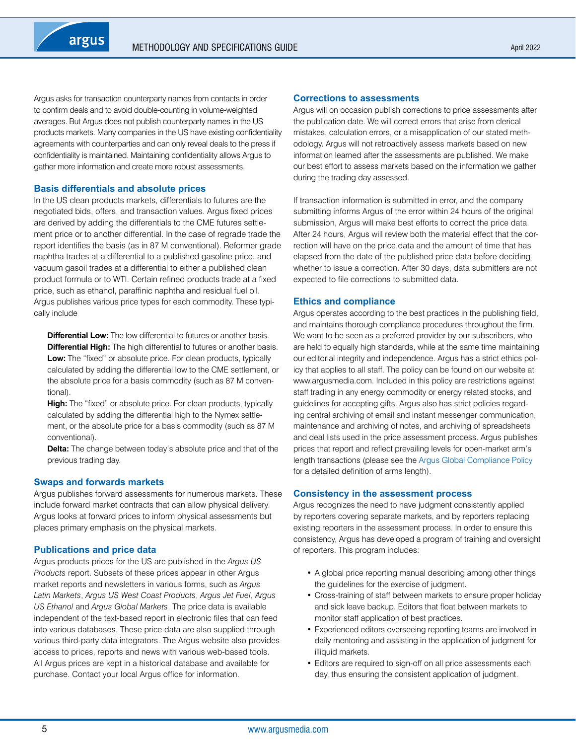Argus asks for transaction counterparty names from contacts in order to confirm deals and to avoid double-counting in volume-weighted averages. But Argus does not publish counterparty names in the US products markets. Many companies in the US have existing confidentiality agreements with counterparties and can only reveal deals to the press if confidentiality is maintained. Maintaining confidentiality allows Argus to gather more information and create more robust assessments.

## Basis differentials and absolute prices

In the US clean products markets, differentials to futures are the negotiated bids, offers, and transaction values. Argus fixed prices are derived by adding the differentials to the CME futures settlement price or to another differential. In the case of regrade trade the report identifies the basis (as in 87 M conventional). Reformer grade naphtha trades at a differential to a published gasoline price, and vacuum gasoil trades at a differential to either a published clean product formula or to WTI. Certain refined products trade at a fixed price, such as ethanol, paraffinic naphtha and residual fuel oil. Argus publishes various price types for each commodity. These typically include

**Differential Low:** The low differential to futures or another basis.
**Differential High:** The high differential to futures or another basis.
**Low:** The "fixed" or absolute price. For clean products, typically calculated by adding the differential low to the CME settlement, or the absolute price for a basis commodity (such as 87 M conventional).
**High:** The "fixed" or absolute price. For clean products, typically calculated by adding the differential high to the Nymex settlement, or the absolute price for a basis commodity (such as 87 M conventional).
**Delta:** The change between today's absolute price and that of the previous trading day.

## Swaps and forwards markets

Argus publishes forward assessments for numerous markets. These include forward market contracts that can allow physical delivery. Argus looks at forward prices to inform physical assessments but places primary emphasis on the physical markets.

## Publications and price data

Argus products prices for the US are published in the *Argus US Products* report. Subsets of these prices appear in other Argus market reports and newsletters in various forms, such as *Argus Latin Markets*, *Argus US West Coast Products*, *Argus Jet Fuel*, *Argus US Ethanol* and *Argus Global Markets*. The price data is available independent of the text-based report in electronic files that can feed into various databases. These price data are also supplied through various third-party data integrators. The Argus website also provides access to prices, reports and news with various web-based tools. All Argus prices are kept in a historical database and available for purchase. Contact your local Argus office for information.

## Corrections to assessments

Argus will on occasion publish corrections to price assessments after the publication date. We will correct errors that arise from clerical mistakes, calculation errors, or a misapplication of our stated methodology. Argus will not retroactively assess markets based on new information learned after the assessments are published. We make our best effort to assess markets based on the information we gather during the trading day assessed.

If transaction information is submitted in error, and the company submitting informs Argus of the error within 24 hours of the original submission, Argus will make best efforts to correct the price data. After 24 hours, Argus will review both the material effect that the correction will have on the price data and the amount of time that has elapsed from the date of the published price data before deciding whether to issue a correction. After 30 days, data submitters are not expected to file corrections to submitted data.

## Ethics and compliance

Argus operates according to the best practices in the publishing field, and maintains thorough compliance procedures throughout the firm. We want to be seen as a preferred provider by our subscribers, who are held to equally high standards, while at the same time maintaining our editorial integrity and independence. Argus has a strict ethics policy that applies to all staff. The policy can be found on our website at www.argusmedia.com. Included in this policy are restrictions against staff trading in any energy commodity or energy related stocks, and guidelines for accepting gifts. Argus also has strict policies regarding central archiving of email and instant messenger communication, maintenance and archiving of notes, and archiving of spreadsheets and deal lists used in the price assessment process. Argus publishes prices that report and reflect prevailing levels for open-market arm's length transactions (please see the Argus Global Compliance Policy for a detailed definition of arms length).

## Consistency in the assessment process

Argus recognizes the need to have judgment consistently applied by reporters covering separate markets, and by reporters replacing existing reporters in the assessment process. In order to ensure this consistency, Argus has developed a program of training and oversight of reporters. This program includes:

- A global price reporting manual describing among other things the guidelines for the exercise of judgment.
- Cross-training of staff between markets to ensure proper holiday and sick leave backup. Editors that float between markets to monitor staff application of best practices.
- Experienced editors overseeing reporting teams are involved in daily mentoring and assisting in the application of judgment for illiquid markets.
- Editors are required to sign-off on all price assessments each day, thus ensuring the consistent application of judgment.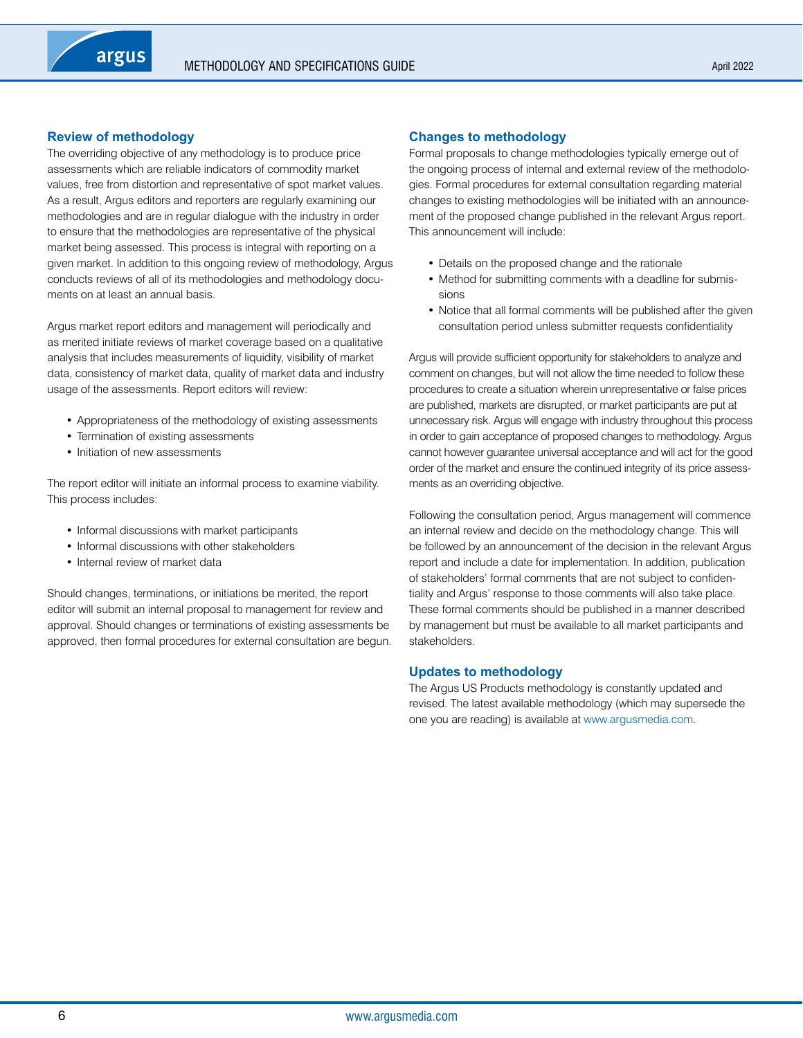## Review of methodology

The overriding objective of any methodology is to produce price assessments which are reliable indicators of commodity market values, free from distortion and representative of spot market values. As a result, Argus editors and reporters are regularly examining our methodologies and are in regular dialogue with the industry in order to ensure that the methodologies are representative of the physical market being assessed. This process is integral with reporting on a given market. In addition to this ongoing review of methodology, Argus conducts reviews of all of its methodologies and methodology documents on at least an annual basis.

Argus market report editors and management will periodically and as merited initiate reviews of market coverage based on a qualitative analysis that includes measurements of liquidity, visibility of market data, consistency of market data, quality of market data and industry usage of the assessments. Report editors will review:

- Appropriateness of the methodology of existing assessments
- Termination of existing assessments
- Initiation of new assessments

The report editor will initiate an informal process to examine viability. This process includes:

- Informal discussions with market participants
- Informal discussions with other stakeholders
- Internal review of market data

Should changes, terminations, or initiations be merited, the report editor will submit an internal proposal to management for review and approval. Should changes or terminations of existing assessments be approved, then formal procedures for external consultation are begun.

## Changes to methodology

Formal proposals to change methodologies typically emerge out of the ongoing process of internal and external review of the methodologies. Formal procedures for external consultation regarding material changes to existing methodologies will be initiated with an announcement of the proposed change published in the relevant Argus report. This announcement will include:

- Details on the proposed change and the rationale
- Method for submitting comments with a deadline for submissions
- Notice that all formal comments will be published after the given consultation period unless submitter requests confidentiality

Argus will provide sufficient opportunity for stakeholders to analyze and comment on changes, but will not allow the time needed to follow these procedures to create a situation wherein unrepresentative or false prices are published, markets are disrupted, or market participants are put at unnecessary risk. Argus will engage with industry throughout this process in order to gain acceptance of proposed changes to methodology. Argus cannot however guarantee universal acceptance and will act for the good order of the market and ensure the continued integrity of its price assessments as an overriding objective.

Following the consultation period, Argus management will commence an internal review and decide on the methodology change. This will be followed by an announcement of the decision in the relevant Argus report and include a date for implementation. In addition, publication of stakeholders' formal comments that are not subject to confidentiality and Argus' response to those comments will also take place. These formal comments should be published in a manner described by management but must be available to all market participants and stakeholders.

## Updates to methodology

The Argus US Products methodology is constantly updated and revised. The latest available methodology (which may supersede the one you are reading) is available at www.argusmedia.com.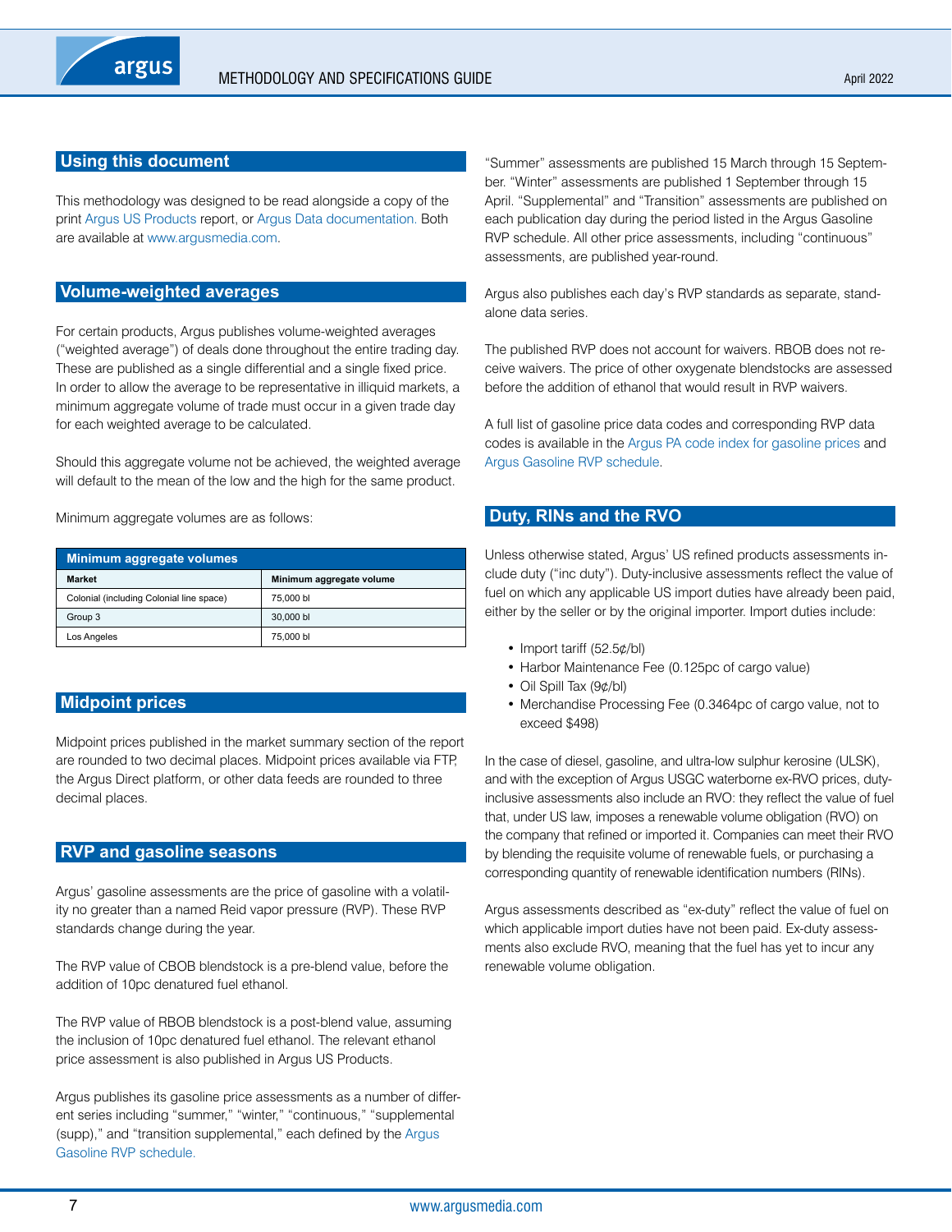## Using this document

This methodology was designed to be read alongside a copy of the print Argus US Products report, or Argus Data documentation. Both are available at www.argusmedia.com.

## Volume-weighted averages

For certain products, Argus publishes volume-weighted averages ("weighted average") of deals done throughout the entire trading day. These are published as a single differential and a single fixed price. In order to allow the average to be representative in illiquid markets, a minimum aggregate volume of trade must occur in a given trade day for each weighted average to be calculated.

Should this aggregate volume not be achieved, the weighted average will default to the mean of the low and the high for the same product.

Minimum aggregate volumes are as follows:

| Minimum aggregate volumes | |
|---|---|
| **Market** | **Minimum aggregate volume** |
| Colonial (including Colonial line space) | 75,000 bl |
| Group 3 | 30,000 bl |
| Los Angeles | 75,000 bl |

## Midpoint prices

Midpoint prices published in the market summary section of the report are rounded to two decimal places. Midpoint prices available via FTP, the Argus Direct platform, or other data feeds are rounded to three decimal places.

## RVP and gasoline seasons

Argus' gasoline assessments are the price of gasoline with a volatility no greater than a named Reid vapor pressure (RVP). These RVP standards change during the year.

The RVP value of CBOB blendstock is a pre-blend value, before the addition of 10pc denatured fuel ethanol.

The RVP value of RBOB blendstock is a post-blend value, assuming the inclusion of 10pc denatured fuel ethanol. The relevant ethanol price assessment is also published in Argus US Products.

Argus publishes its gasoline price assessments as a number of different series including "summer," "winter," "continuous," "supplemental (supp)," and "transition supplemental," each defined by the Argus Gasoline RVP schedule.

"Summer" assessments are published 15 March through 15 September. "Winter" assessments are published 1 September through 15 April. "Supplemental" and "Transition" assessments are published on each publication day during the period listed in the Argus Gasoline RVP schedule. All other price assessments, including "continuous" assessments, are published year-round.

Argus also publishes each day's RVP standards as separate, standalone data series.

The published RVP does not account for waivers. RBOB does not receive waivers. The price of other oxygenate blendstocks are assessed before the addition of ethanol that would result in RVP waivers.

A full list of gasoline price data codes and corresponding RVP data codes is available in the Argus PA code index for gasoline prices and Argus Gasoline RVP schedule.

## Duty, RINs and the RVO

Unless otherwise stated, Argus' US refined products assessments include duty ("inc duty"). Duty-inclusive assessments reflect the value of fuel on which any applicable US import duties have already been paid, either by the seller or by the original importer. Import duties include:

- Import tariff (52.5¢/bl)
- Harbor Maintenance Fee (0.125pc of cargo value)
- Oil Spill Tax (9¢/bl)
- Merchandise Processing Fee (0.3464pc of cargo value, not to exceed $498)

In the case of diesel, gasoline, and ultra-low sulphur kerosine (ULSK), and with the exception of Argus USGC waterborne ex-RVO prices, duty-inclusive assessments also include an RVO: they reflect the value of fuel that, under US law, imposes a renewable volume obligation (RVO) on the company that refined or imported it. Companies can meet their RVO by blending the requisite volume of renewable fuels, or purchasing a corresponding quantity of renewable identification numbers (RINs).

Argus assessments described as "ex-duty" reflect the value of fuel on which applicable import duties have not been paid. Ex-duty assessments also exclude RVO, meaning that the fuel has yet to incur any renewable volume obligation.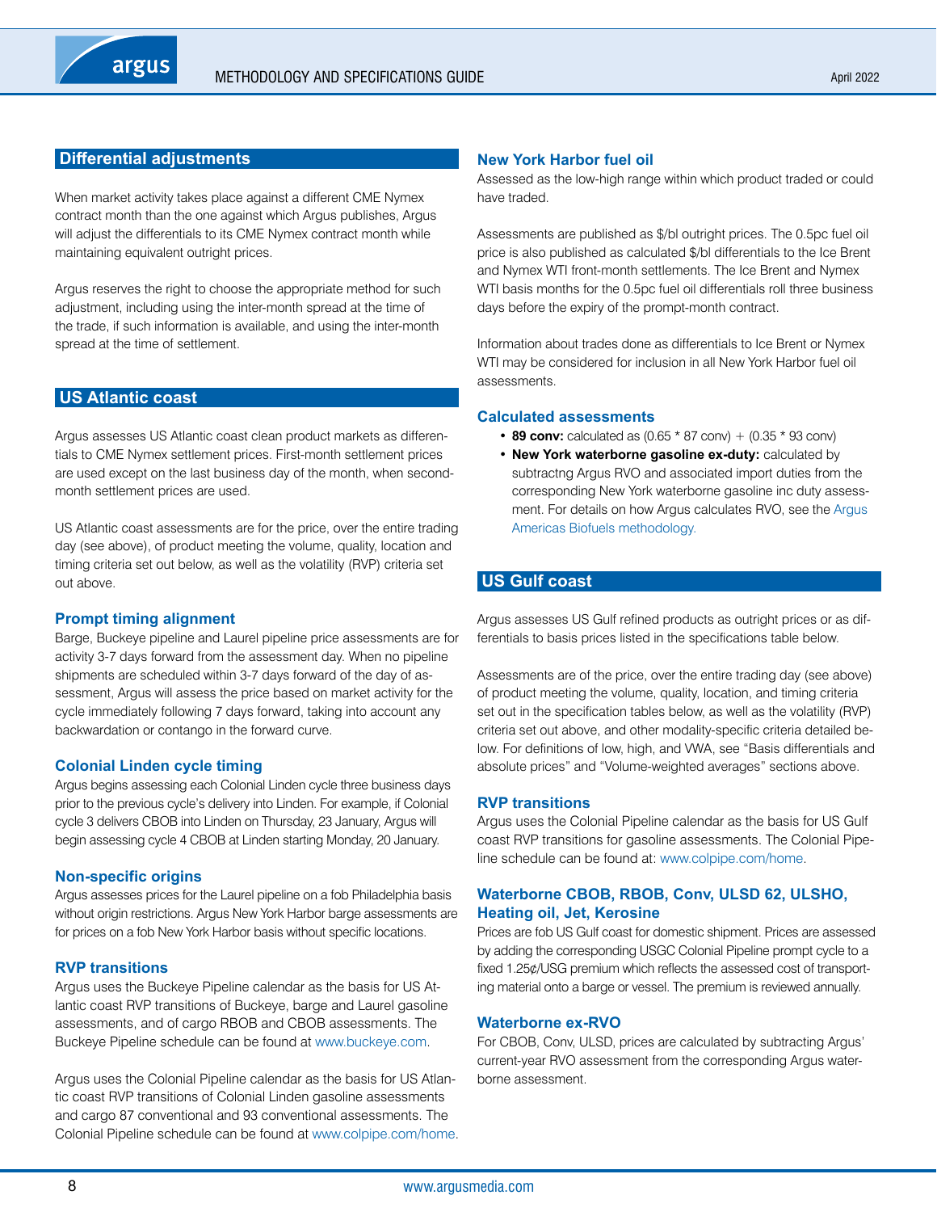## Differential adjustments

When market activity takes place against a different CME Nymex contract month than the one against which Argus publishes, Argus will adjust the differentials to its CME Nymex contract month while maintaining equivalent outright prices.

Argus reserves the right to choose the appropriate method for such adjustment, including using the inter-month spread at the time of the trade, if such information is available, and using the inter-month spread at the time of settlement.

## US Atlantic coast

Argus assesses US Atlantic coast clean product markets as differentials to CME Nymex settlement prices. First-month settlement prices are used except on the last business day of the month, when second-month settlement prices are used.

US Atlantic coast assessments are for the price, over the entire trading day (see above), of product meeting the volume, quality, location and timing criteria set out below, as well as the volatility (RVP) criteria set out above.

### Prompt timing alignment

Barge, Buckeye pipeline and Laurel pipeline price assessments are for activity 3-7 days forward from the assessment day. When no pipeline shipments are scheduled within 3-7 days forward of the day of assessment, Argus will assess the price based on market activity for the cycle immediately following 7 days forward, taking into account any backwardation or contango in the forward curve.

### Colonial Linden cycle timing

Argus begins assessing each Colonial Linden cycle three business days prior to the previous cycle's delivery into Linden. For example, if Colonial cycle 3 delivers CBOB into Linden on Thursday, 23 January, Argus will begin assessing cycle 4 CBOB at Linden starting Monday, 20 January.

### Non-specific origins

Argus assesses prices for the Laurel pipeline on a fob Philadelphia basis without origin restrictions. Argus New York Harbor barge assessments are for prices on a fob New York Harbor basis without specific locations.

### RVP transitions

Argus uses the Buckeye Pipeline calendar as the basis for US Atlantic coast RVP transitions of Buckeye, barge and Laurel gasoline assessments, and of cargo RBOB and CBOB assessments. The Buckeye Pipeline schedule can be found at www.buckeye.com.

Argus uses the Colonial Pipeline calendar as the basis for US Atlantic coast RVP transitions of Colonial Linden gasoline assessments and cargo 87 conventional and 93 conventional assessments. The Colonial Pipeline schedule can be found at www.colpipe.com/home.

### New York Harbor fuel oil

Assessed as the low-high range within which product traded or could have traded.

Assessments are published as $/bl outright prices. The 0.5pc fuel oil price is also published as calculated $/bl differentials to the Ice Brent and Nymex WTI front-month settlements. The Ice Brent and Nymex WTI basis months for the 0.5pc fuel oil differentials roll three business days before the expiry of the prompt-month contract.

Information about trades done as differentials to Ice Brent or Nymex WTI may be considered for inclusion in all New York Harbor fuel oil assessments.

### Calculated assessments

- **89 conv:** calculated as (0.65 * 87 conv) + (0.35 * 93 conv)
- **New York waterborne gasoline ex-duty:** calculated by subtractng Argus RVO and associated import duties from the corresponding New York waterborne gasoline inc duty assessment. For details on how Argus calculates RVO, see the Argus Americas Biofuels methodology.

## US Gulf coast

Argus assesses US Gulf refined products as outright prices or as differentials to basis prices listed in the specifications table below.

Assessments are of the price, over the entire trading day (see above) of product meeting the volume, quality, location, and timing criteria set out in the specification tables below, as well as the volatility (RVP) criteria set out above, and other modality-specific criteria detailed below. For definitions of low, high, and VWA, see "Basis differentials and absolute prices" and "Volume-weighted averages" sections above.

### RVP transitions

Argus uses the Colonial Pipeline calendar as the basis for US Gulf coast RVP transitions for gasoline assessments. The Colonial Pipeline schedule can be found at: www.colpipe.com/home.

### Waterborne CBOB, RBOB, Conv, ULSD 62, ULSHO, Heating oil, Jet, Kerosine

Prices are fob US Gulf coast for domestic shipment. Prices are assessed by adding the corresponding USGC Colonial Pipeline prompt cycle to a fixed 1.25¢/USG premium which reflects the assessed cost of transporting material onto a barge or vessel. The premium is reviewed annually.

### Waterborne ex-RVO

For CBOB, Conv, ULSD, prices are calculated by subtracting Argus' current-year RVO assessment from the corresponding Argus waterborne assessment.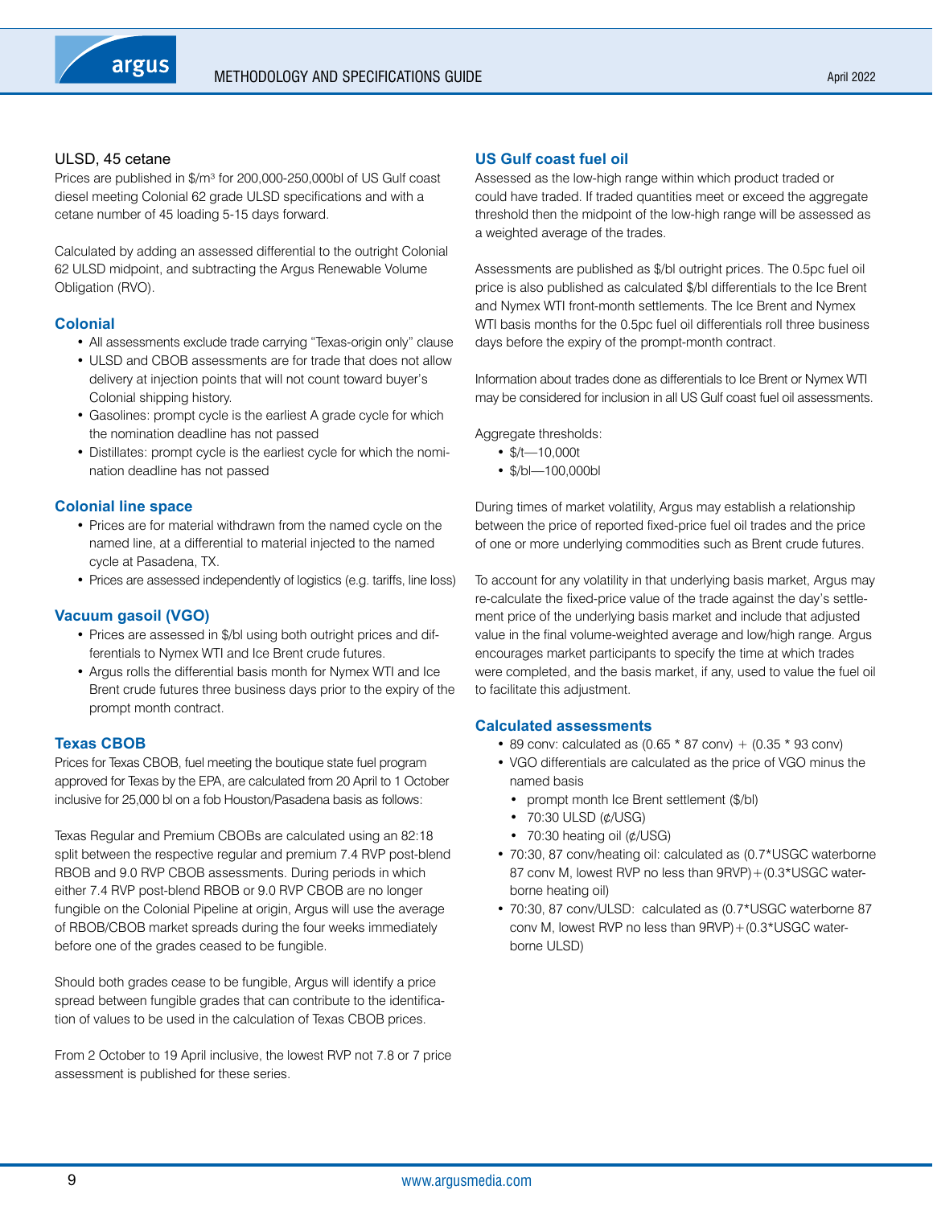ULSD, 45 cetane

Prices are published in $/m³ for 200,000-250,000bl of US Gulf coast diesel meeting Colonial 62 grade ULSD specifications and with a cetane number of 45 loading 5-15 days forward.

Calculated by adding an assessed differential to the outright Colonial 62 ULSD midpoint, and subtracting the Argus Renewable Volume Obligation (RVO).

### Colonial

- All assessments exclude trade carrying "Texas-origin only" clause
- ULSD and CBOB assessments are for trade that does not allow delivery at injection points that will not count toward buyer's Colonial shipping history.
- Gasolines: prompt cycle is the earliest A grade cycle for which the nomination deadline has not passed
- Distillates: prompt cycle is the earliest cycle for which the nomination deadline has not passed

### Colonial line space

- Prices are for material withdrawn from the named cycle on the named line, at a differential to material injected to the named cycle at Pasadena, TX.
- Prices are assessed independently of logistics (e.g. tariffs, line loss)

### Vacuum gasoil (VGO)

- Prices are assessed in $/bl using both outright prices and differentials to Nymex WTI and Ice Brent crude futures.
- Argus rolls the differential basis month for Nymex WTI and Ice Brent crude futures three business days prior to the expiry of the prompt month contract.

### Texas CBOB

Prices for Texas CBOB, fuel meeting the boutique state fuel program approved for Texas by the EPA, are calculated from 20 April to 1 October inclusive for 25,000 bl on a fob Houston/Pasadena basis as follows:

Texas Regular and Premium CBOBs are calculated using an 82:18 split between the respective regular and premium 7.4 RVP post-blend RBOB and 9.0 RVP CBOB assessments. During periods in which either 7.4 RVP post-blend RBOB or 9.0 RVP CBOB are no longer fungible on the Colonial Pipeline at origin, Argus will use the average of RBOB/CBOB market spreads during the four weeks immediately before one of the grades ceased to be fungible.

Should both grades cease to be fungible, Argus will identify a price spread between fungible grades that can contribute to the identification of values to be used in the calculation of Texas CBOB prices.

From 2 October to 19 April inclusive, the lowest RVP not 7.8 or 7 price assessment is published for these series.

### US Gulf coast fuel oil

Assessed as the low-high range within which product traded or could have traded. If traded quantities meet or exceed the aggregate threshold then the midpoint of the low-high range will be assessed as a weighted average of the trades.

Assessments are published as $/bl outright prices. The 0.5pc fuel oil price is also published as calculated $/bl differentials to the Ice Brent and Nymex WTI front-month settlements. The Ice Brent and Nymex WTI basis months for the 0.5pc fuel oil differentials roll three business days before the expiry of the prompt-month contract.

Information about trades done as differentials to Ice Brent or Nymex WTI may be considered for inclusion in all US Gulf coast fuel oil assessments.

Aggregate thresholds:

- $/t—10,000t
- $/bl—100,000bl

During times of market volatility, Argus may establish a relationship between the price of reported fixed-price fuel oil trades and the price of one or more underlying commodities such as Brent crude futures.

To account for any volatility in that underlying basis market, Argus may re-calculate the fixed-price value of the trade against the day's settlement price of the underlying basis market and include that adjusted value in the final volume-weighted average and low/high range. Argus encourages market participants to specify the time at which trades were completed, and the basis market, if any, used to value the fuel oil to facilitate this adjustment.

### Calculated assessments

- 89 conv: calculated as (0.65 * 87 conv) + (0.35 * 93 conv)
- VGO differentials are calculated as the price of VGO minus the named basis
  - prompt month Ice Brent settlement ($/bl)
  - 70:30 ULSD (¢/USG)
  - 70:30 heating oil (¢/USG)
- 70:30, 87 conv/heating oil: calculated as (0.7*USGC waterborne 87 conv M, lowest RVP no less than 9RVP)+(0.3*USGC waterborne heating oil)
- 70:30, 87 conv/ULSD: calculated as (0.7*USGC waterborne 87 conv M, lowest RVP no less than 9RVP)+(0.3*USGC waterborne ULSD)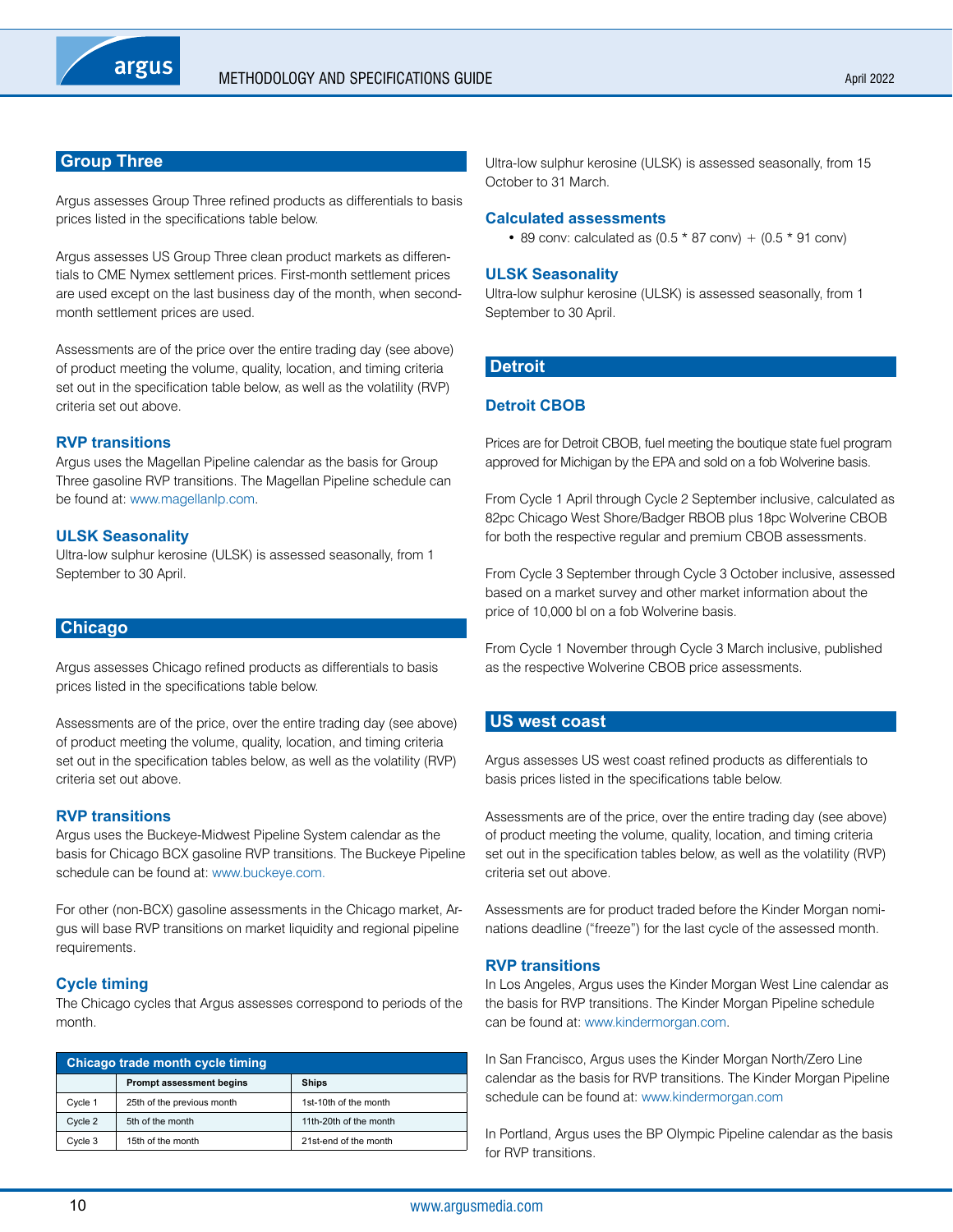## Group Three

Argus assesses Group Three refined products as differentials to basis prices listed in the specifications table below.

Argus assesses US Group Three clean product markets as differentials to CME Nymex settlement prices. First-month settlement prices are used except on the last business day of the month, when second-month settlement prices are used.

Assessments are of the price over the entire trading day (see above) of product meeting the volume, quality, location, and timing criteria set out in the specification table below, as well as the volatility (RVP) criteria set out above.

### RVP transitions

Argus uses the Magellan Pipeline calendar as the basis for Group Three gasoline RVP transitions. The Magellan Pipeline schedule can be found at: www.magellanlp.com.

### ULSK Seasonality

Ultra-low sulphur kerosine (ULSK) is assessed seasonally, from 1 September to 30 April.

## Chicago

Argus assesses Chicago refined products as differentials to basis prices listed in the specifications table below.

Assessments are of the price, over the entire trading day (see above) of product meeting the volume, quality, location, and timing criteria set out in the specification tables below, as well as the volatility (RVP) criteria set out above.

### RVP transitions

Argus uses the Buckeye-Midwest Pipeline System calendar as the basis for Chicago BCX gasoline RVP transitions. The Buckeye Pipeline schedule can be found at: www.buckeye.com.

For other (non-BCX) gasoline assessments in the Chicago market, Argus will base RVP transitions on market liquidity and regional pipeline requirements.

### Cycle timing

The Chicago cycles that Argus assesses correspond to periods of the month.

**Chicago trade month cycle timing**

| | Prompt assessment begins | Ships |
|---|---|---|
| Cycle 1 | 25th of the previous month | 1st-10th of the month |
| Cycle 2 | 5th of the month | 11th-20th of the month |
| Cycle 3 | 15th of the month | 21st-end of the month |

Ultra-low sulphur kerosine (ULSK) is assessed seasonally, from 15 October to 31 March.

### Calculated assessments

- 89 conv: calculated as (0.5 * 87 conv) + (0.5 * 91 conv)

### ULSK Seasonality

Ultra-low sulphur kerosine (ULSK) is assessed seasonally, from 1 September to 30 April.

## Detroit

### Detroit CBOB

Prices are for Detroit CBOB, fuel meeting the boutique state fuel program approved for Michigan by the EPA and sold on a fob Wolverine basis.

From Cycle 1 April through Cycle 2 September inclusive, calculated as 82pc Chicago West Shore/Badger RBOB plus 18pc Wolverine CBOB for both the respective regular and premium CBOB assessments.

From Cycle 3 September through Cycle 3 October inclusive, assessed based on a market survey and other market information about the price of 10,000 bl on a fob Wolverine basis.

From Cycle 1 November through Cycle 3 March inclusive, published as the respective Wolverine CBOB price assessments.

## US west coast

Argus assesses US west coast refined products as differentials to basis prices listed in the specifications table below.

Assessments are of the price, over the entire trading day (see above) of product meeting the volume, quality, location, and timing criteria set out in the specification tables below, as well as the volatility (RVP) criteria set out above.

Assessments are for product traded before the Kinder Morgan nominations deadline ("freeze") for the last cycle of the assessed month.

### RVP transitions

In Los Angeles, Argus uses the Kinder Morgan West Line calendar as the basis for RVP transitions. The Kinder Morgan Pipeline schedule can be found at: www.kindermorgan.com.

In San Francisco, Argus uses the Kinder Morgan North/Zero Line calendar as the basis for RVP transitions. The Kinder Morgan Pipeline schedule can be found at: www.kindermorgan.com

In Portland, Argus uses the BP Olympic Pipeline calendar as the basis for RVP transitions.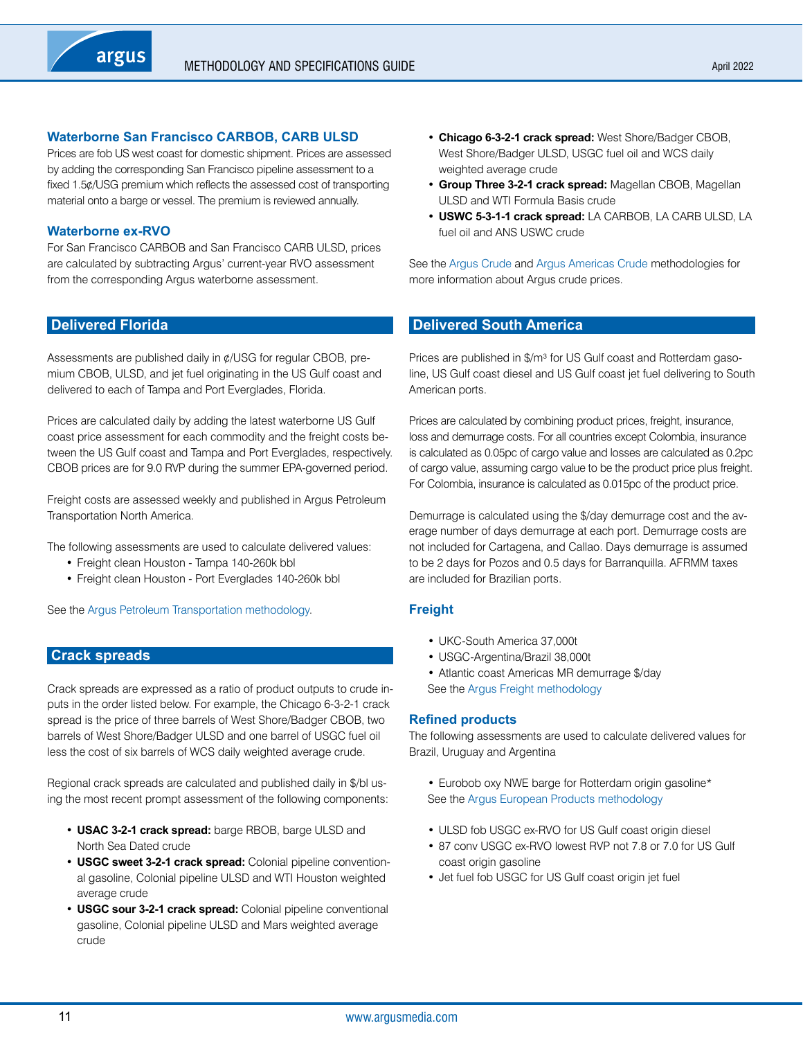### Waterborne San Francisco CARBOB, CARB ULSD

Prices are fob US west coast for domestic shipment. Prices are assessed by adding the corresponding San Francisco pipeline assessment to a fixed 1.5¢/USG premium which reflects the assessed cost of transporting material onto a barge or vessel. The premium is reviewed annually.

### Waterborne ex-RVO

For San Francisco CARBOB and San Francisco CARB ULSD, prices are calculated by subtracting Argus' current-year RVO assessment from the corresponding Argus waterborne assessment.

## Delivered Florida

Assessments are published daily in ¢/USG for regular CBOB, premium CBOB, ULSD, and jet fuel originating in the US Gulf coast and delivered to each of Tampa and Port Everglades, Florida.

Prices are calculated daily by adding the latest waterborne US Gulf coast price assessment for each commodity and the freight costs between the US Gulf coast and Tampa and Port Everglades, respectively. CBOB prices are for 9.0 RVP during the summer EPA-governed period.

Freight costs are assessed weekly and published in Argus Petroleum Transportation North America.

The following assessments are used to calculate delivered values:

- Freight clean Houston - Tampa 140-260k bbl
- Freight clean Houston - Port Everglades 140-260k bbl

See the Argus Petroleum Transportation methodology.

## Crack spreads

Crack spreads are expressed as a ratio of product outputs to crude inputs in the order listed below. For example, the Chicago 6-3-2-1 crack spread is the price of three barrels of West Shore/Badger CBOB, two barrels of West Shore/Badger ULSD and one barrel of USGC fuel oil less the cost of six barrels of WCS daily weighted average crude.

Regional crack spreads are calculated and published daily in $/bl using the most recent prompt assessment of the following components:

- **USAC 3-2-1 crack spread:** barge RBOB, barge ULSD and North Sea Dated crude
- **USGC sweet 3-2-1 crack spread:** Colonial pipeline conventional gasoline, Colonial pipeline ULSD and WTI Houston weighted average crude
- **USGC sour 3-2-1 crack spread:** Colonial pipeline conventional gasoline, Colonial pipeline ULSD and Mars weighted average crude
- **Chicago 6-3-2-1 crack spread:** West Shore/Badger CBOB, West Shore/Badger ULSD, USGC fuel oil and WCS daily weighted average crude
- **Group Three 3-2-1 crack spread:** Magellan CBOB, Magellan ULSD and WTI Formula Basis crude
- **USWC 5-3-1-1 crack spread:** LA CARBOB, LA CARB ULSD, LA fuel oil and ANS USWC crude

See the Argus Crude and Argus Americas Crude methodologies for more information about Argus crude prices.

## Delivered South America

Prices are published in $/m³ for US Gulf coast and Rotterdam gasoline, US Gulf coast diesel and US Gulf coast jet fuel delivering to South American ports.

Prices are calculated by combining product prices, freight, insurance, loss and demurrage costs. For all countries except Colombia, insurance is calculated as 0.05pc of cargo value and losses are calculated as 0.2pc of cargo value, assuming cargo value to be the product price plus freight. For Colombia, insurance is calculated as 0.015pc of the product price.

Demurrage is calculated using the $/day demurrage cost and the average number of days demurrage at each port. Demurrage costs are not included for Cartagena, and Callao. Days demurrage is assumed to be 2 days for Pozos and 0.5 days for Barranquilla. AFRMM taxes are included for Brazilian ports.

### Freight

- UKC-South America 37,000t
- USGC-Argentina/Brazil 38,000t
- Atlantic coast Americas MR demurrage $/day

See the Argus Freight methodology

### Refined products

The following assessments are used to calculate delivered values for Brazil, Uruguay and Argentina

- Eurobob oxy NWE barge for Rotterdam origin gasoline*

See the Argus European Products methodology

- ULSD fob USGC ex-RVO for US Gulf coast origin diesel
- 87 conv USGC ex-RVO lowest RVP not 7.8 or 7.0 for US Gulf coast origin gasoline
- Jet fuel fob USGC for US Gulf coast origin jet fuel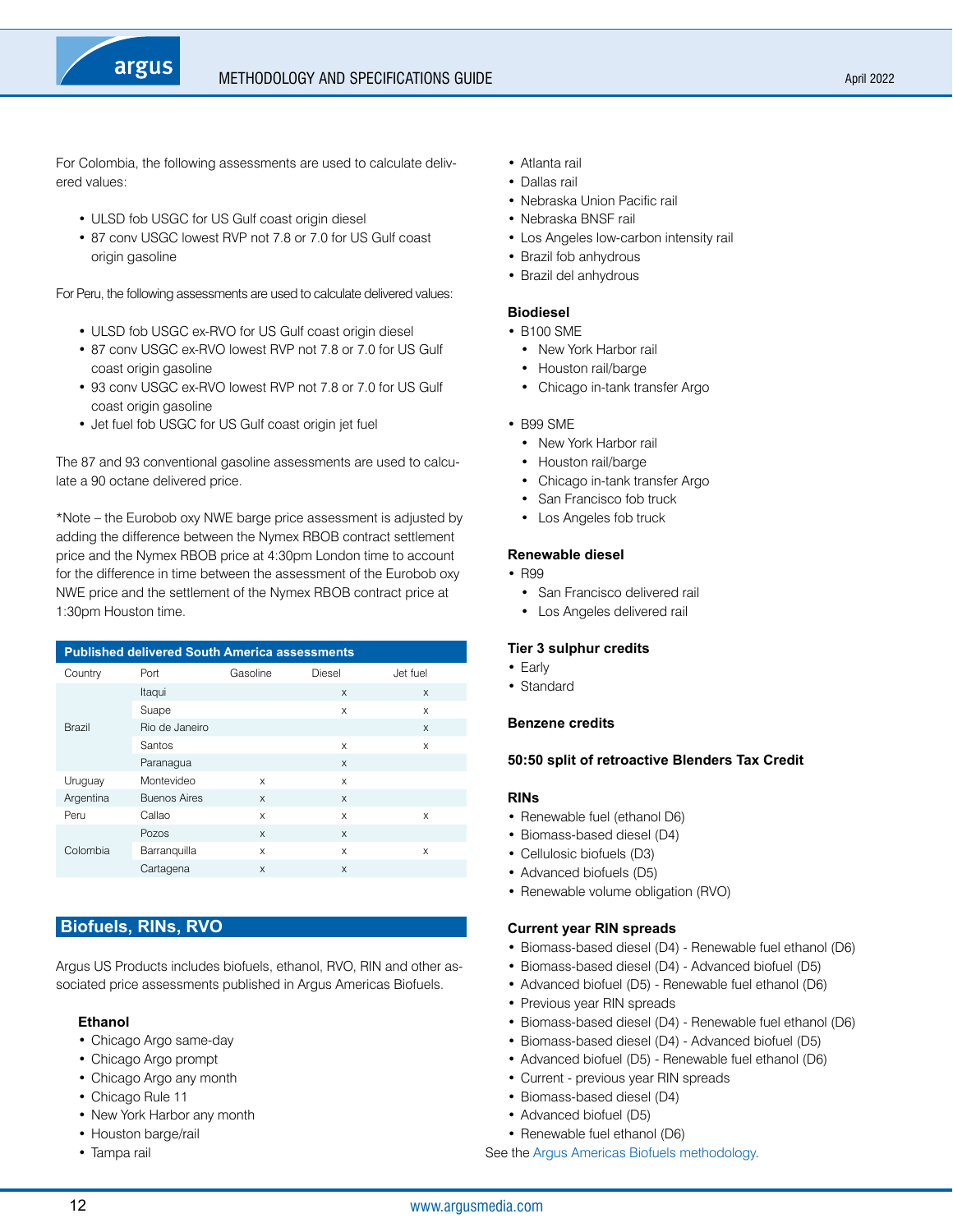For Colombia, the following assessments are used to calculate delivered values:

- ULSD fob USGC for US Gulf coast origin diesel
- 87 conv USGC lowest RVP not 7.8 or 7.0 for US Gulf coast origin gasoline

For Peru, the following assessments are used to calculate delivered values:

- ULSD fob USGC ex-RVO for US Gulf coast origin diesel
- 87 conv USGC ex-RVO lowest RVP not 7.8 or 7.0 for US Gulf coast origin gasoline
- 93 conv USGC ex-RVO lowest RVP not 7.8 or 7.0 for US Gulf coast origin gasoline
- Jet fuel fob USGC for US Gulf coast origin jet fuel

The 87 and 93 conventional gasoline assessments are used to calculate a 90 octane delivered price.

*Note – the Eurobob oxy NWE barge price assessment is adjusted by adding the difference between the Nymex RBOB contract settlement price and the Nymex RBOB price at 4:30pm London time to account for the difference in time between the assessment of the Eurobob oxy NWE price and the settlement of the Nymex RBOB contract price at 1:30pm Houston time.

**Published delivered South America assessments**

| Country | Port | Gasoline | Diesel | Jet fuel |
|---|---|---|---|---|
| Brazil | Itaqui | | x | x |
| | Suape | | x | x |
| | Rio de Janeiro | | | x |
| | Santos | | x | x |
| | Paranagua | | x | |
| Uruguay | Montevideo | x | x | |
| Argentina | Buenos Aires | x | x | |
| Peru | Callao | x | x | x |
| Colombia | Pozos | x | x | |
| | Barranquilla | x | x | x |
| | Cartagena | x | x | |

## Biofuels, RINs, RVO

Argus US Products includes biofuels, ethanol, RVO, RIN and other associated price assessments published in Argus Americas Biofuels.

**Ethanol**

- Chicago Argo same-day
- Chicago Argo prompt
- Chicago Argo any month
- Chicago Rule 11
- New York Harbor any month
- Houston barge/rail
- Tampa rail
- Atlanta rail
- Dallas rail
- Nebraska Union Pacific rail
- Nebraska BNSF rail
- Los Angeles low-carbon intensity rail
- Brazil fob anhydrous
- Brazil del anhydrous

**Biodiesel**

- B100 SME
  - New York Harbor rail
  - Houston rail/barge
  - Chicago in-tank transfer Argo
- B99 SME
  - New York Harbor rail
  - Houston rail/barge
  - Chicago in-tank transfer Argo
  - San Francisco fob truck
  - Los Angeles fob truck

**Renewable diesel**

- R99
  - San Francisco delivered rail
  - Los Angeles delivered rail

**Tier 3 sulphur credits**

- Early
- Standard

**Benzene credits**

**50:50 split of retroactive Blenders Tax Credit**

**RINs**

- Renewable fuel (ethanol D6)
- Biomass-based diesel (D4)
- Cellulosic biofuels (D3)
- Advanced biofuels (D5)
- Renewable volume obligation (RVO)

**Current year RIN spreads**

- Biomass-based diesel (D4) - Renewable fuel ethanol (D6)
- Biomass-based diesel (D4) - Advanced biofuel (D5)
- Advanced biofuel (D5) - Renewable fuel ethanol (D6)
- Previous year RIN spreads
- Biomass-based diesel (D4) - Renewable fuel ethanol (D6)
- Biomass-based diesel (D4) - Advanced biofuel (D5)
- Advanced biofuel (D5) - Renewable fuel ethanol (D6)
- Current - previous year RIN spreads
- Biomass-based diesel (D4)
- Advanced biofuel (D5)
- Renewable fuel ethanol (D6)

See the Argus Americas Biofuels methodology.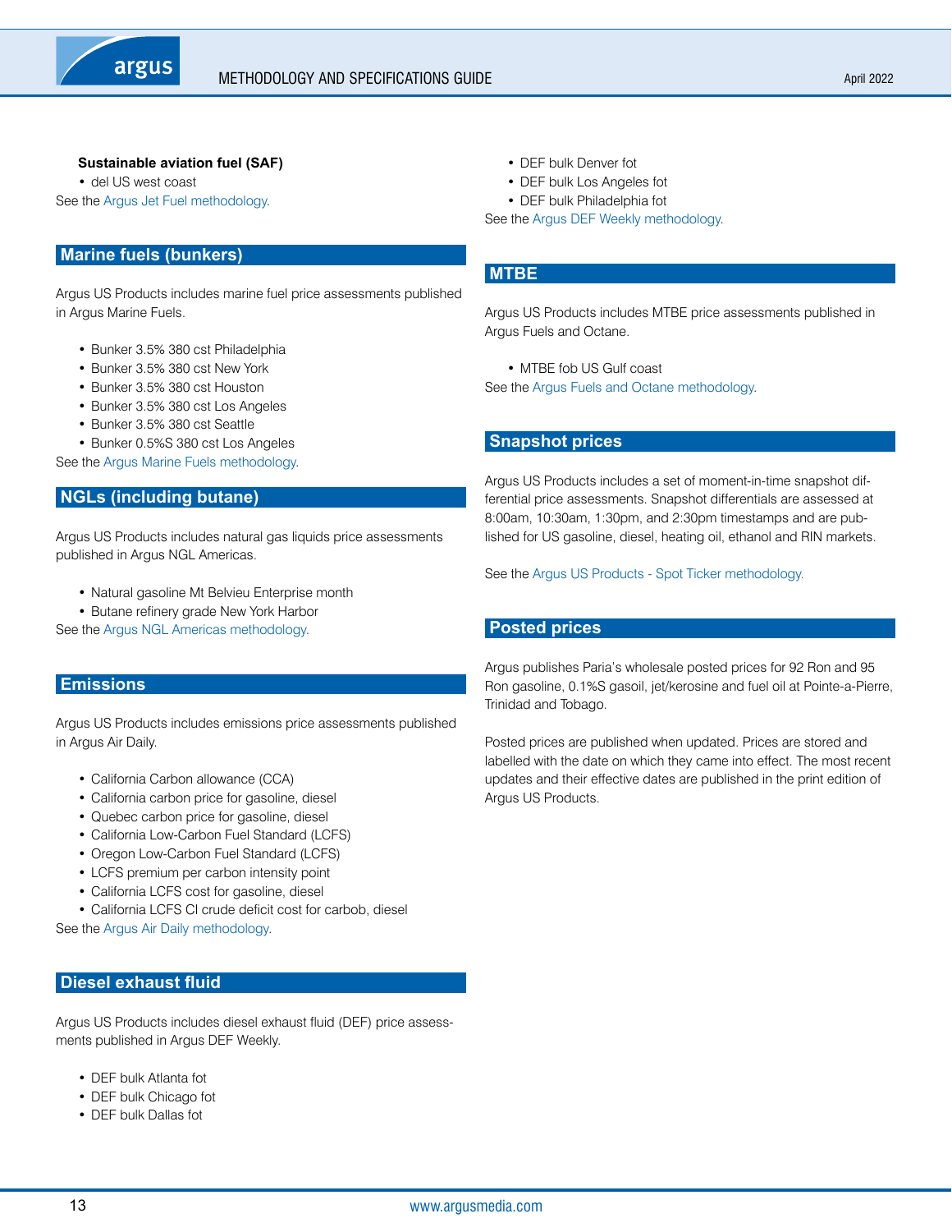**Sustainable aviation fuel (SAF)**

- del US west coast

See the Argus Jet Fuel methodology.

## Marine fuels (bunkers)

Argus US Products includes marine fuel price assessments published in Argus Marine Fuels.

- Bunker 3.5% 380 cst Philadelphia
- Bunker 3.5% 380 cst New York
- Bunker 3.5% 380 cst Houston
- Bunker 3.5% 380 cst Los Angeles
- Bunker 3.5% 380 cst Seattle
- Bunker 0.5%S 380 cst Los Angeles

See the Argus Marine Fuels methodology.

## NGLs (including butane)

Argus US Products includes natural gas liquids price assessments published in Argus NGL Americas.

- Natural gasoline Mt Belvieu Enterprise month
- Butane refinery grade New York Harbor

See the Argus NGL Americas methodology.

## Emissions

Argus US Products includes emissions price assessments published in Argus Air Daily.

- California Carbon allowance (CCA)
- California carbon price for gasoline, diesel
- Quebec carbon price for gasoline, diesel
- California Low-Carbon Fuel Standard (LCFS)
- Oregon Low-Carbon Fuel Standard (LCFS)
- LCFS premium per carbon intensity point
- California LCFS cost for gasoline, diesel
- California LCFS CI crude deficit cost for carbob, diesel

See the Argus Air Daily methodology.

## Diesel exhaust fluid

Argus US Products includes diesel exhaust fluid (DEF) price assessments published in Argus DEF Weekly.

- DEF bulk Atlanta fot
- DEF bulk Chicago fot
- DEF bulk Dallas fot
- DEF bulk Denver fot
- DEF bulk Los Angeles fot
- DEF bulk Philadelphia fot

See the Argus DEF Weekly methodology.

## MTBE

Argus US Products includes MTBE price assessments published in Argus Fuels and Octane.

- MTBE fob US Gulf coast

See the Argus Fuels and Octane methodology.

## Snapshot prices

Argus US Products includes a set of moment-in-time snapshot differential price assessments. Snapshot differentials are assessed at 8:00am, 10:30am, 1:30pm, and 2:30pm timestamps and are published for US gasoline, diesel, heating oil, ethanol and RIN markets.

See the Argus US Products - Spot Ticker methodology.

## Posted prices

Argus publishes Paria's wholesale posted prices for 92 Ron and 95 Ron gasoline, 0.1%S gasoil, jet/kerosine and fuel oil at Pointe-a-Pierre, Trinidad and Tobago.

Posted prices are published when updated. Prices are stored and labelled with the date on which they came into effect. The most recent updates and their effective dates are published in the print edition of Argus US Products.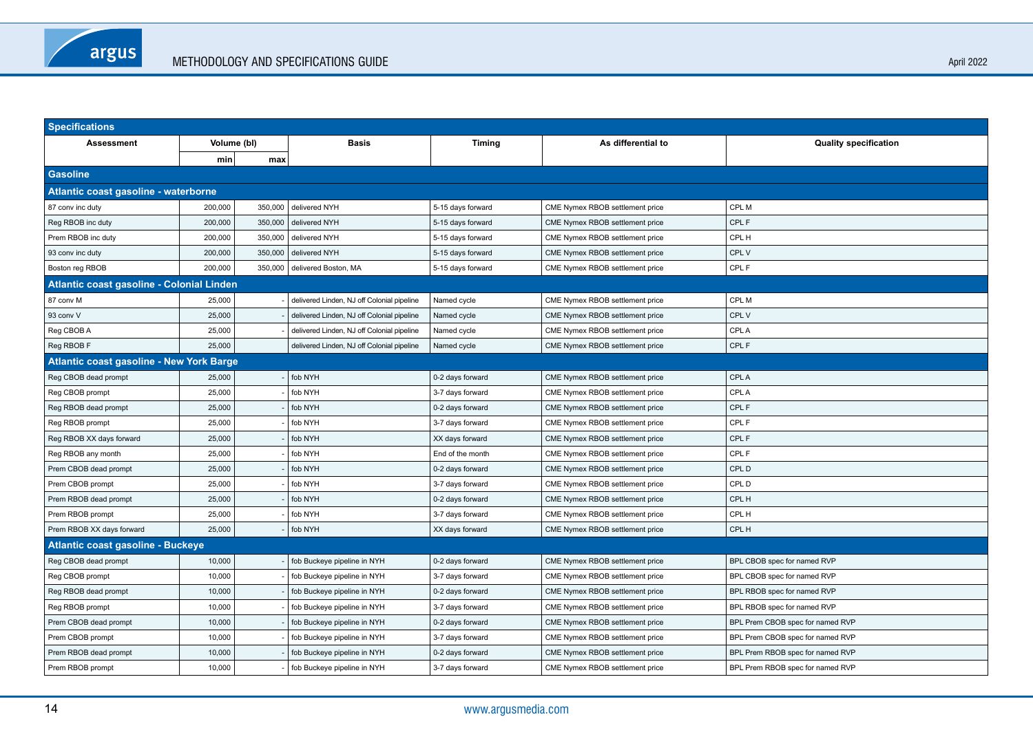| Specifications | | | | | | |
|---|---|---|---|---|---|---|
| **Assessment** | **Volume (bl)** | | **Basis** | **Timing** | **As differential to** | **Quality specification** |
| | **min** | **max** | | | | |
| **Gasoline** | | | | | | |
| **Atlantic coast gasoline - waterborne** | | | | | | |
| 87 conv inc duty | 200,000 | 350,000 | delivered NYH | 5-15 days forward | CME Nymex RBOB settlement price | CPL M |
| Reg RBOB inc duty | 200,000 | 350,000 | delivered NYH | 5-15 days forward | CME Nymex RBOB settlement price | CPL F |
| Prem RBOB inc duty | 200,000 | 350,000 | delivered NYH | 5-15 days forward | CME Nymex RBOB settlement price | CPL H |
| 93 conv inc duty | 200,000 | 350,000 | delivered NYH | 5-15 days forward | CME Nymex RBOB settlement price | CPL V |
| Boston reg RBOB | 200,000 | 350,000 | delivered Boston, MA | 5-15 days forward | CME Nymex RBOB settlement price | CPL F |
| **Atlantic coast gasoline - Colonial Linden** | | | | | | |
| 87 conv M | 25,000 | - | delivered Linden, NJ off Colonial pipeline | Named cycle | CME Nymex RBOB settlement price | CPL M |
| 93 conv V | 25,000 | - | delivered Linden, NJ off Colonial pipeline | Named cycle | CME Nymex RBOB settlement price | CPL V |
| Reg CBOB A | 25,000 | - | delivered Linden, NJ off Colonial pipeline | Named cycle | CME Nymex RBOB settlement price | CPL A |
| Reg RBOB F | 25,000 | - | delivered Linden, NJ off Colonial pipeline | Named cycle | CME Nymex RBOB settlement price | CPL F |
| **Atlantic coast gasoline - New York Barge** | | | | | | |
| Reg CBOB dead prompt | 25,000 | - | fob NYH | 0-2 days forward | CME Nymex RBOB settlement price | CPL A |
| Reg CBOB prompt | 25,000 | - | fob NYH | 3-7 days forward | CME Nymex RBOB settlement price | CPL A |
| Reg RBOB dead prompt | 25,000 | - | fob NYH | 0-2 days forward | CME Nymex RBOB settlement price | CPL F |
| Reg RBOB prompt | 25,000 | - | fob NYH | 3-7 days forward | CME Nymex RBOB settlement price | CPL F |
| Reg RBOB XX days forward | 25,000 | - | fob NYH | XX days forward | CME Nymex RBOB settlement price | CPL F |
| Reg RBOB any month | 25,000 | - | fob NYH | End of the month | CME Nymex RBOB settlement price | CPL F |
| Prem CBOB dead prompt | 25,000 | - | fob NYH | 0-2 days forward | CME Nymex RBOB settlement price | CPL D |
| Prem CBOB prompt | 25,000 | - | fob NYH | 3-7 days forward | CME Nymex RBOB settlement price | CPL D |
| Prem RBOB dead prompt | 25,000 | - | fob NYH | 0-2 days forward | CME Nymex RBOB settlement price | CPL H |
| Prem RBOB prompt | 25,000 | - | fob NYH | 3-7 days forward | CME Nymex RBOB settlement price | CPL H |
| Prem RBOB XX days forward | 25,000 | - | fob NYH | XX days forward | CME Nymex RBOB settlement price | CPL H |
| **Atlantic coast gasoline - Buckeye** | | | | | | |
| Reg CBOB dead prompt | 10,000 | - | fob Buckeye pipeline in NYH | 0-2 days forward | CME Nymex RBOB settlement price | BPL CBOB spec for named RVP |
| Reg CBOB prompt | 10,000 | - | fob Buckeye pipeline in NYH | 3-7 days forward | CME Nymex RBOB settlement price | BPL CBOB spec for named RVP |
| Reg RBOB dead prompt | 10,000 | - | fob Buckeye pipeline in NYH | 0-2 days forward | CME Nymex RBOB settlement price | BPL RBOB spec for named RVP |
| Reg RBOB prompt | 10,000 | - | fob Buckeye pipeline in NYH | 3-7 days forward | CME Nymex RBOB settlement price | BPL RBOB spec for named RVP |
| Prem CBOB dead prompt | 10,000 | - | fob Buckeye pipeline in NYH | 0-2 days forward | CME Nymex RBOB settlement price | BPL Prem CBOB spec for named RVP |
| Prem CBOB prompt | 10,000 | - | fob Buckeye pipeline in NYH | 3-7 days forward | CME Nymex RBOB settlement price | BPL Prem CBOB spec for named RVP |
| Prem RBOB dead prompt | 10,000 | - | fob Buckeye pipeline in NYH | 0-2 days forward | CME Nymex RBOB settlement price | BPL Prem RBOB spec for named RVP |
| Prem RBOB prompt | 10,000 | - | fob Buckeye pipeline in NYH | 3-7 days forward | CME Nymex RBOB settlement price | BPL Prem RBOB spec for named RVP |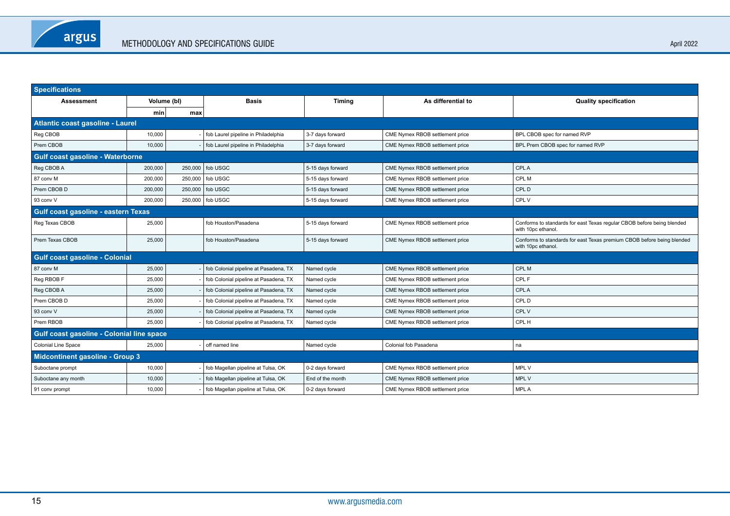| Specifications | | | | | | |
|---|---|---|---|---|---|---|
| Assessment | Volume (bl) | | Basis | Timing | As differential to | Quality specification |
| | min | max | | | | |
| **Atlantic coast gasoline - Laurel** | | | | | | |
| Reg CBOB | 10,000 | - | fob Laurel pipeline in Philadelphia | 3-7 days forward | CME Nymex RBOB settlement price | BPL CBOB spec for named RVP |
| Prem CBOB | 10,000 | - | fob Laurel pipeline in Philadelphia | 3-7 days forward | CME Nymex RBOB settlement price | BPL Prem CBOB spec for named RVP |
| **Gulf coast gasoline - Waterborne** | | | | | | |
| Reg CBOB A | 200,000 | 250,000 | fob USGC | 5-15 days forward | CME Nymex RBOB settlement price | CPL A |
| 87 conv M | 200,000 | 250,000 | fob USGC | 5-15 days forward | CME Nymex RBOB settlement price | CPL M |
| Prem CBOB D | 200,000 | 250,000 | fob USGC | 5-15 days forward | CME Nymex RBOB settlement price | CPL D |
| 93 conv V | 200,000 | 250,000 | fob USGC | 5-15 days forward | CME Nymex RBOB settlement price | CPL V |
| **Gulf coast gasoline - eastern Texas** | | | | | | |
| Reg Texas CBOB | 25,000 | | fob Houston/Pasadena | 5-15 days forward | CME Nymex RBOB settlement price | Conforms to standards for east Texas regular CBOB before being blended with 10pc ethanol. |
| Prem Texas CBOB | 25,000 | | fob Houston/Pasadena | 5-15 days forward | CME Nymex RBOB settlement price | Conforms to standards for east Texas premium CBOB before being blended with 10pc ethanol. |
| **Gulf coast gasoline - Colonial** | | | | | | |
| 87 conv M | 25,000 | - | fob Colonial pipeline at Pasadena, TX | Named cycle | CME Nymex RBOB settlement price | CPL M |
| Reg RBOB F | 25,000 | - | fob Colonial pipeline at Pasadena, TX | Named cycle | CME Nymex RBOB settlement price | CPL F |
| Reg CBOB A | 25,000 | - | fob Colonial pipeline at Pasadena, TX | Named cycle | CME Nymex RBOB settlement price | CPL A |
| Prem CBOB D | 25,000 | - | fob Colonial pipeline at Pasadena, TX | Named cycle | CME Nymex RBOB settlement price | CPL D |
| 93 conv V | 25,000 | - | fob Colonial pipeline at Pasadena, TX | Named cycle | CME Nymex RBOB settlement price | CPL V |
| Prem RBOB | 25,000 | - | fob Colonial pipeline at Pasadena, TX | Named cycle | CME Nymex RBOB settlement price | CPL H |
| **Gulf coast gasoline - Colonial line space** | | | | | | |
| Colonial Line Space | 25,000 | - | off named line | Named cycle | Colonial fob Pasadena | na |
| **Midcontinent gasoline - Group 3** | | | | | | |
| Suboctane prompt | 10,000 | - | fob Magellan pipeline at Tulsa, OK | 0-2 days forward | CME Nymex RBOB settlement price | MPL V |
| Suboctane any month | 10,000 | - | fob Magellan pipeline at Tulsa, OK | End of the month | CME Nymex RBOB settlement price | MPL V |
| 91 conv prompt | 10,000 | - | fob Magellan pipeline at Tulsa, OK | 0-2 days forward | CME Nymex RBOB settlement price | MPL A |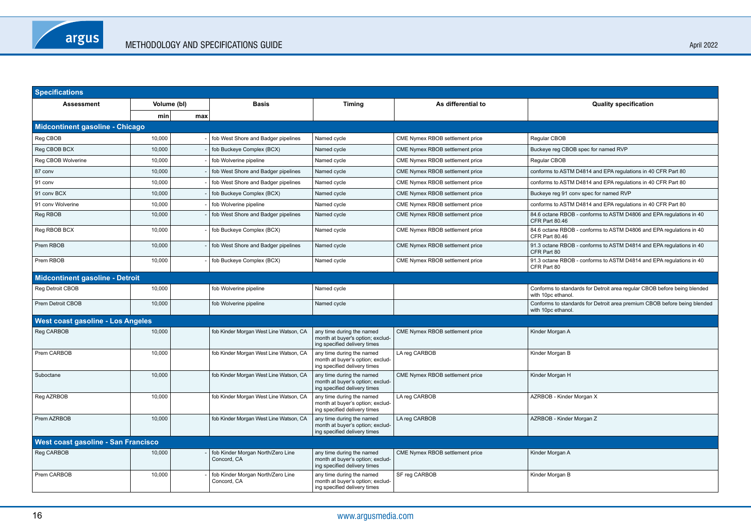| Specifications | | | | | | |
|---|---|---|---|---|---|---|
| Assessment | Volume (bl) | | Basis | Timing | As differential to | Quality specification |
| | min | max | | | | |
| **Midcontinent gasoline - Chicago** | | | | | | |
| Reg CBOB | 10,000 | - | fob West Shore and Badger pipelines | Named cycle | CME Nymex RBOB settlement price | Regular CBOB |
| Reg CBOB BCX | 10,000 | - | fob Buckeye Complex (BCX) | Named cycle | CME Nymex RBOB settlement price | Buckeye reg CBOB spec for named RVP |
| Reg CBOB Wolverine | 10,000 | - | fob Wolverine pipeline | Named cycle | CME Nymex RBOB settlement price | Regular CBOB |
| 87 conv | 10,000 | - | fob West Shore and Badger pipelines | Named cycle | CME Nymex RBOB settlement price | conforms to ASTM D4814 and EPA regulations in 40 CFR Part 80 |
| 91 conv | 10,000 | - | fob West Shore and Badger pipelines | Named cycle | CME Nymex RBOB settlement price | conforms to ASTM D4814 and EPA regulations in 40 CFR Part 80 |
| 91 conv BCX | 10,000 | - | fob Buckeye Complex (BCX) | Named cycle | CME Nymex RBOB settlement price | Buckeye reg 91 conv spec for named RVP |
| 91 conv Wolverine | 10,000 | - | fob Wolverine pipeline | Named cycle | CME Nymex RBOB settlement price | conforms to ASTM D4814 and EPA regulations in 40 CFR Part 80 |
| Reg RBOB | 10,000 | - | fob West Shore and Badger pipelines | Named cycle | CME Nymex RBOB settlement price | 84.6 octane RBOB - conforms to ASTM D4806 and EPA regulations in 40 CFR Part 80.46 |
| Reg RBOB BCX | 10,000 | - | fob Buckeye Complex (BCX) | Named cycle | CME Nymex RBOB settlement price | 84.6 octane RBOB - conforms to ASTM D4806 and EPA regulations in 40 CFR Part 80.46 |
| Prem RBOB | 10,000 | - | fob West Shore and Badger pipelines | Named cycle | CME Nymex RBOB settlement price | 91.3 octane RBOB - conforms to ASTM D4814 and EPA regulations in 40 CFR Part 80 |
| Prem RBOB | 10,000 | - | fob Buckeye Complex (BCX) | Named cycle | CME Nymex RBOB settlement price | 91.3 octane RBOB - conforms to ASTM D4814 and EPA regulations in 40 CFR Part 80 |
| **Midcontinent gasoline - Detroit** | | | | | | |
| Reg Detroit CBOB | 10,000 | | fob Wolverine pipeline | Named cycle | | Conforms to standards for Detroit area regular CBOB before being blended with 10pc ethanol. |
| Prem Detroit CBOB | 10,000 | | fob Wolverine pipeline | Named cycle | | Conforms to standards for Detroit area premium CBOB before being blended with 10pc ethanol. |
| **West coast gasoline - Los Angeles** | | | | | | |
| Reg CARBOB | 10,000 | | fob Kinder Morgan West Line Watson, CA | any time during the named month at buyer's option; excluding specified delivery times | CME Nymex RBOB settlement price | Kinder Morgan A |
| Prem CARBOB | 10,000 | | fob Kinder Morgan West Line Watson, CA | any time during the named month at buyer's option; excluding specified delivery times | LA reg CARBOB | Kinder Morgan B |
| Suboctane | 10,000 | | fob Kinder Morgan West Line Watson, CA | any time during the named month at buyer's option; excluding specified delivery times | CME Nymex RBOB settlement price | Kinder Morgan H |
| Reg AZRBOB | 10,000 | | fob Kinder Morgan West Line Watson, CA | any time during the named month at buyer's option; excluding specified delivery times | LA reg CARBOB | AZRBOB - Kinder Morgan X |
| Prem AZRBOB | 10,000 | | fob Kinder Morgan West Line Watson, CA | any time during the named month at buyer's option; excluding specified delivery times | LA reg CARBOB | AZRBOB - Kinder Morgan Z |
| **West coast gasoline - San Francisco** | | | | | | |
| Reg CARBOB | 10,000 | - | fob Kinder Morgan North/Zero Line Concord, CA | any time during the named month at buyer's option; excluding specified delivery times | CME Nymex RBOB settlement price | Kinder Morgan A |
| Prem CARBOB | 10,000 | - | fob Kinder Morgan North/Zero Line Concord, CA | any time during the named month at buyer's option; excluding specified delivery times | SF reg CARBOB | Kinder Morgan B |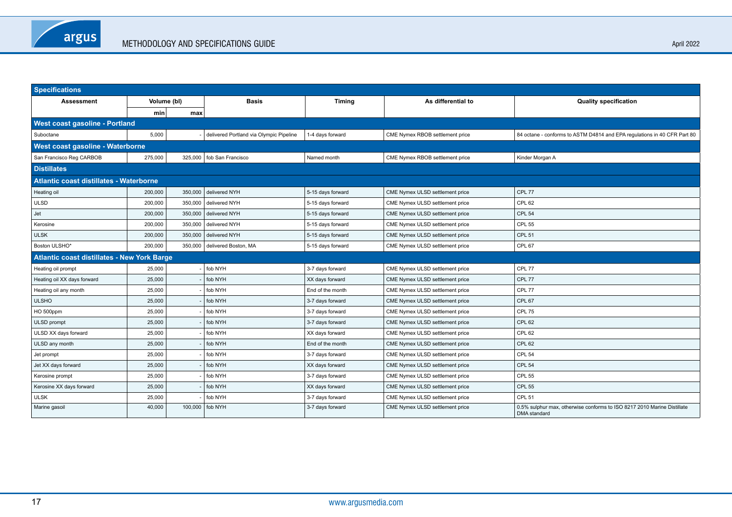| Specifications | | | | | | |
|---|---|---|---|---|---|---|
| Assessment | Volume (bl) | | Basis | Timing | As differential to | Quality specification |
| | min | max | | | | |
| **West coast gasoline - Portland** | | | | | | |
| Suboctane | 5,000 | - | delivered Portland via Olympic Pipeline | 1-4 days forward | CME Nymex RBOB settlement price | 84 octane - conforms to ASTM D4814 and EPA regulations in 40 CFR Part 80 |
| **West coast gasoline - Waterborne** | | | | | | |
| San Francisco Reg CARBOB | 275,000 | 325,000 | fob San Francisco | Named month | CME Nymex RBOB settlement price | Kinder Morgan A |
| **Distillates** | | | | | | |
| **Atlantic coast distillates - Waterborne** | | | | | | |
| Heating oil | 200,000 | 350,000 | delivered NYH | 5-15 days forward | CME Nymex ULSD settlement price | CPL 77 |
| ULSD | 200,000 | 350,000 | delivered NYH | 5-15 days forward | CME Nymex ULSD settlement price | CPL 62 |
| Jet | 200,000 | 350,000 | delivered NYH | 5-15 days forward | CME Nymex ULSD settlement price | CPL 54 |
| Kerosine | 200,000 | 350,000 | delivered NYH | 5-15 days forward | CME Nymex ULSD settlement price | CPL 55 |
| ULSK | 200,000 | 350,000 | delivered NYH | 5-15 days forward | CME Nymex ULSD settlement price | CPL 51 |
| Boston ULSHO* | 200,000 | 350,000 | delivered Boston, MA | 5-15 days forward | CME Nymex ULSD settlement price | CPL 67 |
| **Atlantic coast distillates - New York Barge** | | | | | | |
| Heating oil prompt | 25,000 | - | fob NYH | 3-7 days forward | CME Nymex ULSD settlement price | CPL 77 |
| Heating oil XX days forward | 25,000 | - | fob NYH | XX days forward | CME Nymex ULSD settlement price | CPL 77 |
| Heating oil any month | 25,000 | - | fob NYH | End of the month | CME Nymex ULSD settlement price | CPL 77 |
| ULSHO | 25,000 | - | fob NYH | 3-7 days forward | CME Nymex ULSD settlement price | CPL 67 |
| HO 500ppm | 25,000 | - | fob NYH | 3-7 days forward | CME Nymex ULSD settlement price | CPL 75 |
| ULSD prompt | 25,000 | - | fob NYH | 3-7 days forward | CME Nymex ULSD settlement price | CPL 62 |
| ULSD XX days forward | 25,000 | - | fob NYH | XX days forward | CME Nymex ULSD settlement price | CPL 62 |
| ULSD any month | 25,000 | - | fob NYH | End of the month | CME Nymex ULSD settlement price | CPL 62 |
| Jet prompt | 25,000 | - | fob NYH | 3-7 days forward | CME Nymex ULSD settlement price | CPL 54 |
| Jet XX days forward | 25,000 | - | fob NYH | XX days forward | CME Nymex ULSD settlement price | CPL 54 |
| Kerosine prompt | 25,000 | - | fob NYH | 3-7 days forward | CME Nymex ULSD settlement price | CPL 55 |
| Kerosine XX days forward | 25,000 | - | fob NYH | XX days forward | CME Nymex ULSD settlement price | CPL 55 |
| ULSK | 25,000 | - | fob NYH | 3-7 days forward | CME Nymex ULSD settlement price | CPL 51 |
| Marine gasoil | 40,000 | 100,000 | fob NYH | 3-7 days forward | CME Nymex ULSD settlement price | 0.5% sulphur max, otherwise conforms to ISO 8217 2010 Marine Distillate DMA standard |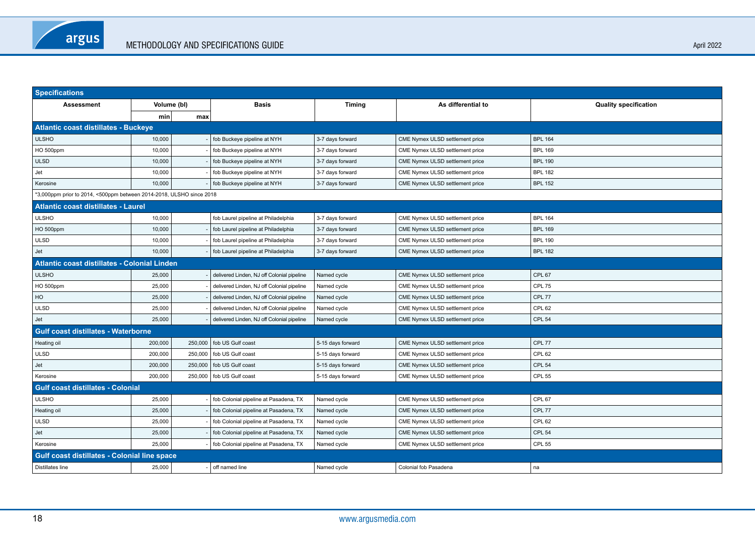| Specifications | | | | | | |
|---|---|---|---|---|---|---|
| Assessment | Volume (bl) | | Basis | Timing | As differential to | Quality specification |
| | min | max | | | | |
| **Atlantic coast distillates - Buckeye** | | | | | | |
| ULSHO | 10,000 | - | fob Buckeye pipeline at NYH | 3-7 days forward | CME Nymex ULSD settlement price | BPL 164 |
| HO 500ppm | 10,000 | - | fob Buckeye pipeline at NYH | 3-7 days forward | CME Nymex ULSD settlement price | BPL 169 |
| ULSD | 10,000 | - | fob Buckeye pipeline at NYH | 3-7 days forward | CME Nymex ULSD settlement price | BPL 190 |
| Jet | 10,000 | - | fob Buckeye pipeline at NYH | 3-7 days forward | CME Nymex ULSD settlement price | BPL 182 |
| Kerosine | 10,000 | - | fob Buckeye pipeline at NYH | 3-7 days forward | CME Nymex ULSD settlement price | BPL 152 |
| *3,000ppm prior to 2014, <500ppm between 2014-2018, ULSHO since 2018 | | | | | | |
| **Atlantic coast distillates - Laurel** | | | | | | |
| ULSHO | 10,000 | | fob Laurel pipeline at Philadelphia | 3-7 days forward | CME Nymex ULSD settlement price | BPL 164 |
| HO 500ppm | 10,000 | - | fob Laurel pipeline at Philadelphia | 3-7 days forward | CME Nymex ULSD settlement price | BPL 169 |
| ULSD | 10,000 | - | fob Laurel pipeline at Philadelphia | 3-7 days forward | CME Nymex ULSD settlement price | BPL 190 |
| Jet | 10,000 | - | fob Laurel pipeline at Philadelphia | 3-7 days forward | CME Nymex ULSD settlement price | BPL 182 |
| **Atlantic coast distillates - Colonial Linden** | | | | | | |
| ULSHO | 25,000 | - | delivered Linden, NJ off Colonial pipeline | Named cycle | CME Nymex ULSD settlement price | CPL 67 |
| HO 500ppm | 25,000 | - | delivered Linden, NJ off Colonial pipeline | Named cycle | CME Nymex ULSD settlement price | CPL 75 |
| HO | 25,000 | - | delivered Linden, NJ off Colonial pipeline | Named cycle | CME Nymex ULSD settlement price | CPL 77 |
| ULSD | 25,000 | - | delivered Linden, NJ off Colonial pipeline | Named cycle | CME Nymex ULSD settlement price | CPL 62 |
| Jet | 25,000 | - | delivered Linden, NJ off Colonial pipeline | Named cycle | CME Nymex ULSD settlement price | CPL 54 |
| **Gulf coast distillates - Waterborne** | | | | | | |
| Heating oil | 200,000 | 250,000 | fob US Gulf coast | 5-15 days forward | CME Nymex ULSD settlement price | CPL 77 |
| ULSD | 200,000 | 250,000 | fob US Gulf coast | 5-15 days forward | CME Nymex ULSD settlement price | CPL 62 |
| Jet | 200,000 | 250,000 | fob US Gulf coast | 5-15 days forward | CME Nymex ULSD settlement price | CPL 54 |
| Kerosine | 200,000 | 250,000 | fob US Gulf coast | 5-15 days forward | CME Nymex ULSD settlement price | CPL 55 |
| **Gulf coast distillates - Colonial** | | | | | | |
| ULSHO | 25,000 | - | fob Colonial pipeline at Pasadena, TX | Named cycle | CME Nymex ULSD settlement price | CPL 67 |
| Heating oil | 25,000 | - | fob Colonial pipeline at Pasadena, TX | Named cycle | CME Nymex ULSD settlement price | CPL 77 |
| ULSD | 25,000 | - | fob Colonial pipeline at Pasadena, TX | Named cycle | CME Nymex ULSD settlement price | CPL 62 |
| Jet | 25,000 | - | fob Colonial pipeline at Pasadena, TX | Named cycle | CME Nymex ULSD settlement price | CPL 54 |
| Kerosine | 25,000 | - | fob Colonial pipeline at Pasadena, TX | Named cycle | CME Nymex ULSD settlement price | CPL 55 |
| **Gulf coast distillates - Colonial line space** | | | | | | |
| Distillates line | 25,000 | - | off named line | Named cycle | Colonial fob Pasadena | na |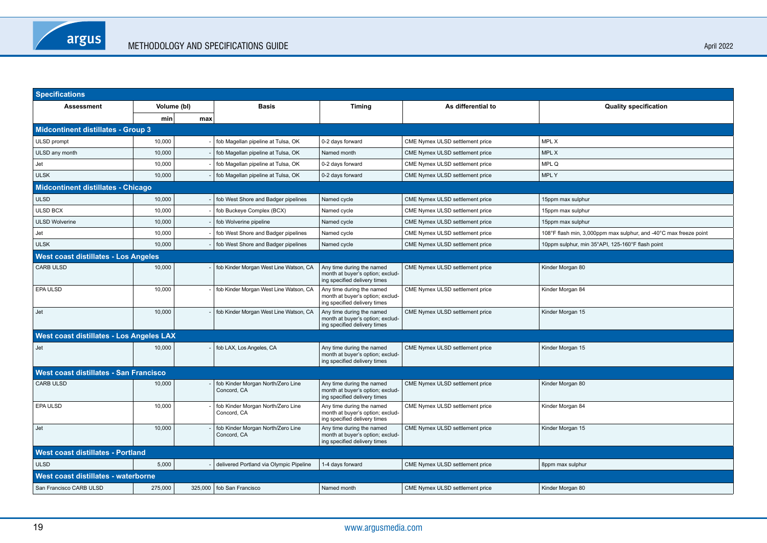| Specifications | | | | | | |
|---|---|---|---|---|---|---|
| **Assessment** | **Volume (bl)** | | **Basis** | **Timing** | **As differential to** | **Quality specification** |
| | **min** | **max** | | | | |
| **Midcontinent distillates - Group 3** | | | | | | |
| ULSD prompt | 10,000 | - | fob Magellan pipeline at Tulsa, OK | 0-2 days forward | CME Nymex ULSD settlement price | MPL X |
| ULSD any month | 10,000 | - | fob Magellan pipeline at Tulsa, OK | Named month | CME Nymex ULSD settlement price | MPL X |
| Jet | 10,000 | - | fob Magellan pipeline at Tulsa, OK | 0-2 days forward | CME Nymex ULSD settlement price | MPL Q |
| ULSK | 10,000 | - | fob Magellan pipeline at Tulsa, OK | 0-2 days forward | CME Nymex ULSD settlement price | MPL Y |
| **Midcontinent distillates - Chicago** | | | | | | |
| ULSD | 10,000 | - | fob West Shore and Badger pipelines | Named cycle | CME Nymex ULSD settlement price | 15ppm max sulphur |
| ULSD BCX | 10,000 | - | fob Buckeye Complex (BCX) | Named cycle | CME Nymex ULSD settlement price | 15ppm max sulphur |
| ULSD Wolverine | 10,000 | - | fob Wolverine pipeline | Named cycle | CME Nymex ULSD settlement price | 15ppm max sulphur |
| Jet | 10,000 | - | fob West Shore and Badger pipelines | Named cycle | CME Nymex ULSD settlement price | 108°F flash min, 3,000ppm max sulphur, and -40°C max freeze point |
| ULSK | 10,000 | - | fob West Shore and Badger pipelines | Named cycle | CME Nymex ULSD settlement price | 10ppm sulphur, min 35°API, 125-160°F flash point |
| **West coast distillates - Los Angeles** | | | | | | |
| CARB ULSD | 10,000 | - | fob Kinder Morgan West Line Watson, CA | Any time during the named month at buyer's option; excluding specified delivery times | CME Nymex ULSD settlement price | Kinder Morgan 80 |
| EPA ULSD | 10,000 | - | fob Kinder Morgan West Line Watson, CA | Any time during the named month at buyer's option; excluding specified delivery times | CME Nymex ULSD settlement price | Kinder Morgan 84 |
| Jet | 10,000 | - | fob Kinder Morgan West Line Watson, CA | Any time during the named month at buyer's option; excluding specified delivery times | CME Nymex ULSD settlement price | Kinder Morgan 15 |
| **West coast distillates - Los Angeles LAX** | | | | | | |
| Jet | 10,000 | - | fob LAX, Los Angeles, CA | Any time during the named month at buyer's option; excluding specified delivery times | CME Nymex ULSD settlement price | Kinder Morgan 15 |
| **West coast distillates - San Francisco** | | | | | | |
| CARB ULSD | 10,000 | - | fob Kinder Morgan North/Zero Line Concord, CA | Any time during the named month at buyer's option; excluding specified delivery times | CME Nymex ULSD settlement price | Kinder Morgan 80 |
| EPA ULSD | 10,000 | - | fob Kinder Morgan North/Zero Line Concord, CA | Any time during the named month at buyer's option; excluding specified delivery times | CME Nymex ULSD settlement price | Kinder Morgan 84 |
| Jet | 10,000 | - | fob Kinder Morgan North/Zero Line Concord, CA | Any time during the named month at buyer's option; excluding specified delivery times | CME Nymex ULSD settlement price | Kinder Morgan 15 |
| **West coast distillates - Portland** | | | | | | |
| ULSD | 5,000 | - | delivered Portland via Olympic Pipeline | 1-4 days forward | CME Nymex ULSD settlement price | 8ppm max sulphur |
| **West coast distillates - waterborne** | | | | | | |
| San Francisco CARB ULSD | 275,000 | 325,000 | fob San Francisco | Named month | CME Nymex ULSD settlement price | Kinder Morgan 80 |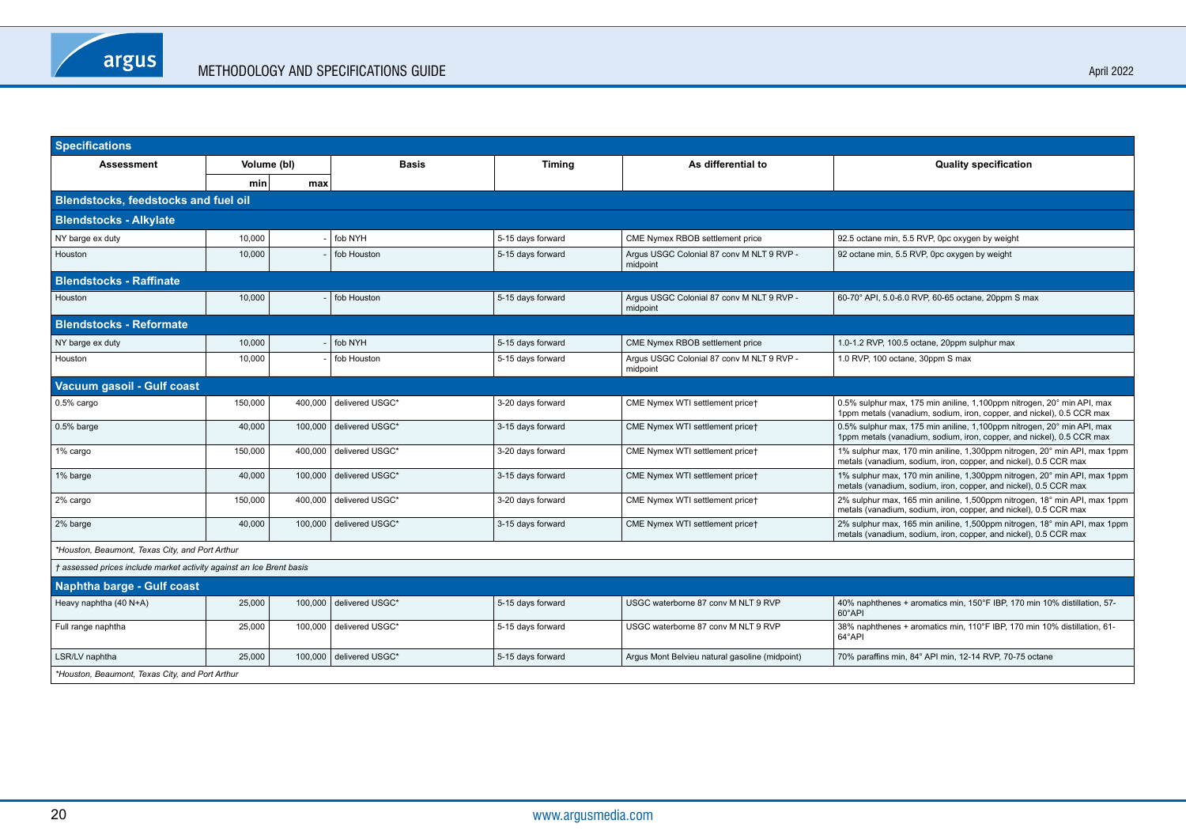| Specifications | | | | | | |
|---|---|---|---|---|---|---|
| **Assessment** | **Volume (bl)** | | **Basis** | **Timing** | **As differential to** | **Quality specification** |
| | **min** | **max** | | | | |
| **Blendstocks, feedstocks and fuel oil** | | | | | | |
| **Blendstocks - Alkylate** | | | | | | |
| NY barge ex duty | 10,000 | - | fob NYH | 5-15 days forward | CME Nymex RBOB settlement price | 92.5 octane min, 5.5 RVP, 0pc oxygen by weight |
| Houston | 10,000 | - | fob Houston | 5-15 days forward | Argus USGC Colonial 87 conv M NLT 9 RVP - midpoint | 92 octane min, 5.5 RVP, 0pc oxygen by weight |
| **Blendstocks - Raffinate** | | | | | | |
| Houston | 10,000 | - | fob Houston | 5-15 days forward | Argus USGC Colonial 87 conv M NLT 9 RVP - midpoint | 60-70° API, 5.0-6.0 RVP, 60-65 octane, 20ppm S max |
| **Blendstocks - Reformate** | | | | | | |
| NY barge ex duty | 10,000 | - | fob NYH | 5-15 days forward | CME Nymex RBOB settlement price | 1.0-1.2 RVP, 100.5 octane, 20ppm sulphur max |
| Houston | 10,000 | - | fob Houston | 5-15 days forward | Argus USGC Colonial 87 conv M NLT 9 RVP - midpoint | 1.0 RVP, 100 octane, 30ppm S max |
| **Vacuum gasoil - Gulf coast** | | | | | | |
| 0.5% cargo | 150,000 | 400,000 | delivered USGC* | 3-20 days forward | CME Nymex WTI settlement price† | 0.5% sulphur max, 175 min aniline, 1,100ppm nitrogen, 20° min API, max 1ppm metals (vanadium, sodium, iron, copper, and nickel), 0.5 CCR max |
| 0.5% barge | 40,000 | 100,000 | delivered USGC* | 3-15 days forward | CME Nymex WTI settlement price† | 0.5% sulphur max, 175 min aniline, 1,100ppm nitrogen, 20° min API, max 1ppm metals (vanadium, sodium, iron, copper, and nickel), 0.5 CCR max |
| 1% cargo | 150,000 | 400,000 | delivered USGC* | 3-20 days forward | CME Nymex WTI settlement price† | 1% sulphur max, 170 min aniline, 1,300ppm nitrogen, 20° min API, max 1ppm metals (vanadium, sodium, iron, copper, and nickel), 0.5 CCR max |
| 1% barge | 40,000 | 100,000 | delivered USGC* | 3-15 days forward | CME Nymex WTI settlement price† | 1% sulphur max, 170 min aniline, 1,300ppm nitrogen, 20° min API, max 1ppm metals (vanadium, sodium, iron, copper, and nickel), 0.5 CCR max |
| 2% cargo | 150,000 | 400,000 | delivered USGC* | 3-20 days forward | CME Nymex WTI settlement price† | 2% sulphur max, 165 min aniline, 1,500ppm nitrogen, 18° min API, max 1ppm metals (vanadium, sodium, iron, copper, and nickel), 0.5 CCR max |
| 2% barge | 40,000 | 100,000 | delivered USGC* | 3-15 days forward | CME Nymex WTI settlement price† | 2% sulphur max, 165 min aniline, 1,500ppm nitrogen, 18° min API, max 1ppm metals (vanadium, sodium, iron, copper, and nickel), 0.5 CCR max |
| *\*Houston, Beaumont, Texas City, and Port Arthur* | | | | | | |
| *† assessed prices include market activity against an Ice Brent basis* | | | | | | |
| **Naphtha barge - Gulf coast** | | | | | | |
| Heavy naphtha (40 N+A) | 25,000 | 100,000 | delivered USGC* | 5-15 days forward | USGC waterborne 87 conv M NLT 9 RVP | 40% naphthenes + aromatics min, 150°F IBP, 170 min 10% distillation, 57-60°API |
| Full range naphtha | 25,000 | 100,000 | delivered USGC* | 5-15 days forward | USGC waterborne 87 conv M NLT 9 RVP | 38% naphthenes + aromatics min, 110°F IBP, 170 min 10% distillation, 61-64°API |
| LSR/LV naphtha | 25,000 | 100,000 | delivered USGC* | 5-15 days forward | Argus Mont Belvieu natural gasoline (midpoint) | 70% paraffins min, 84° API min, 12-14 RVP, 70-75 octane |
| *\*Houston, Beaumont, Texas City, and Port Arthur* | | | | | | |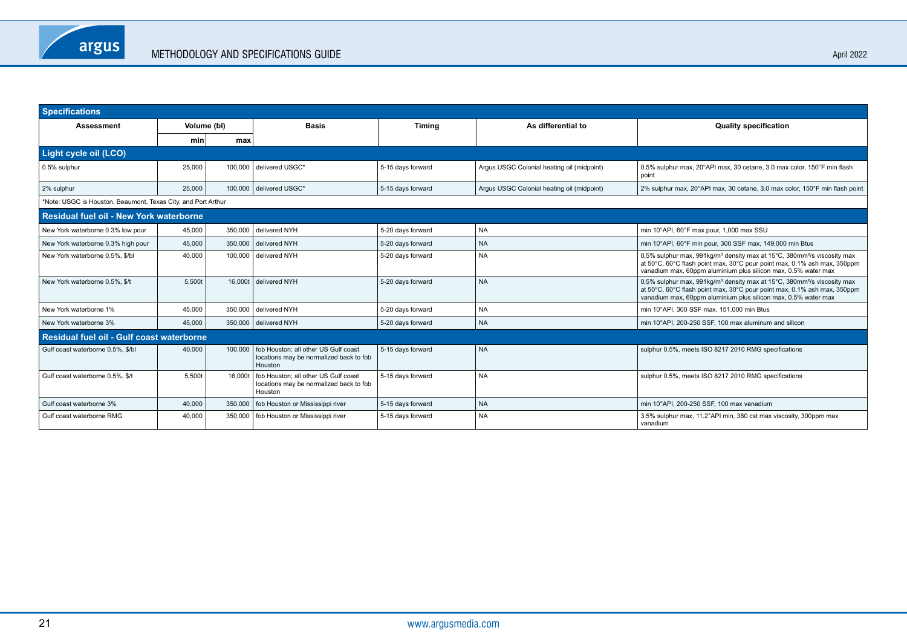| Specifications | | | | | | |
|---|---|---|---|---|---|---|
| **Assessment** | **Volume (bl)** | | **Basis** | **Timing** | **As differential to** | **Quality specification** |
| | **min** | **max** | | | | |
| **Light cycle oil (LCO)** | | | | | | |
| 0.5% sulphur | 25,000 | 100,000 | delivered USGC* | 5-15 days forward | Argus USGC Colonial heating oil (midpoint) | 0.5% sulphur max, 20°API max, 30 cetane, 3.0 max color, 150°F min flash point |
| 2% sulphur | 25,000 | 100,000 | delivered USGC* | 5-15 days forward | Argus USGC Colonial heating oil (midpoint) | 2% sulphur max, 20°API max, 30 cetane, 3.0 max color, 150°F min flash point |
| *Note: USGC is Houston, Beaumont, Texas City, and Port Arthur | | | | | | |
| **Residual fuel oil - New York waterborne** | | | | | | |
| New York waterborne 0.3% low pour | 45,000 | 350,000 | delivered NYH | 5-20 days forward | NA | min 10°API, 60°F max pour, 1,000 max SSU |
| New York waterborne 0.3% high pour | 45,000 | 350,000 | delivered NYH | 5-20 days forward | NA | min 10°API, 60°F min pour, 300 SSF max, 149,000 min Btus |
| New York waterborne 0.5%, $/bl | 40,000 | 100,000 | delivered NYH | 5-20 days forward | NA | 0.5% sulphur max, 991kg/m³ density max at 15°C, 380mm²/s viscosity max at 50°C, 60°C flash point max, 30°C pour point max, 0.1% ash max, 350ppm vanadium max, 60ppm aluminium plus silicon max, 0.5% water max |
| New York waterborne 0.5%, $/t | 5,500t | 16,000t | delivered NYH | 5-20 days forward | NA | 0.5% sulphur max, 991kg/m³ density max at 15°C, 380mm²/s viscosity max at 50°C, 60°C flash point max, 30°C pour point max, 0.1% ash max, 350ppm vanadium max, 60ppm aluminium plus silicon max, 0.5% water max |
| New York waterborne 1% | 45,000 | 350,000 | delivered NYH | 5-20 days forward | NA | min 10°API, 300 SSF max, 151,000 min Btus |
| New York waterborne 3% | 45,000 | 350,000 | delivered NYH | 5-20 days forward | NA | min 10°API, 200-250 SSF, 100 max aluminum and silicon |
| **Residual fuel oil - Gulf coast waterborne** | | | | | | |
| Gulf coast waterborne 0.5%, $/bl | 40,000 | 100,000 | fob Houston; all other US Gulf coast locations may be normalized back to fob Houston | 5-15 days forward | NA | sulphur 0.5%, meets ISO 8217 2010 RMG specifications |
| Gulf coast waterborne 0.5%, $/t | 5,500t | 16,000t | fob Houston; all other US Gulf coast locations may be normalized back to fob Houston | 5-15 days forward | NA | sulphur 0.5%, meets ISO 8217 2010 RMG specifications |
| Gulf coast waterborne 3% | 40,000 | 350,000 | fob Houston or Mississippi river | 5-15 days forward | NA | min 10°API, 200-250 SSF, 100 max vanadium |
| Gulf coast waterborne RMG | 40,000 | 350,000 | fob Houston or Mississippi river | 5-15 days forward | NA | 3.5% sulphur max, 11.2°API min, 380 cst max viscosity, 300ppm max vanadium |